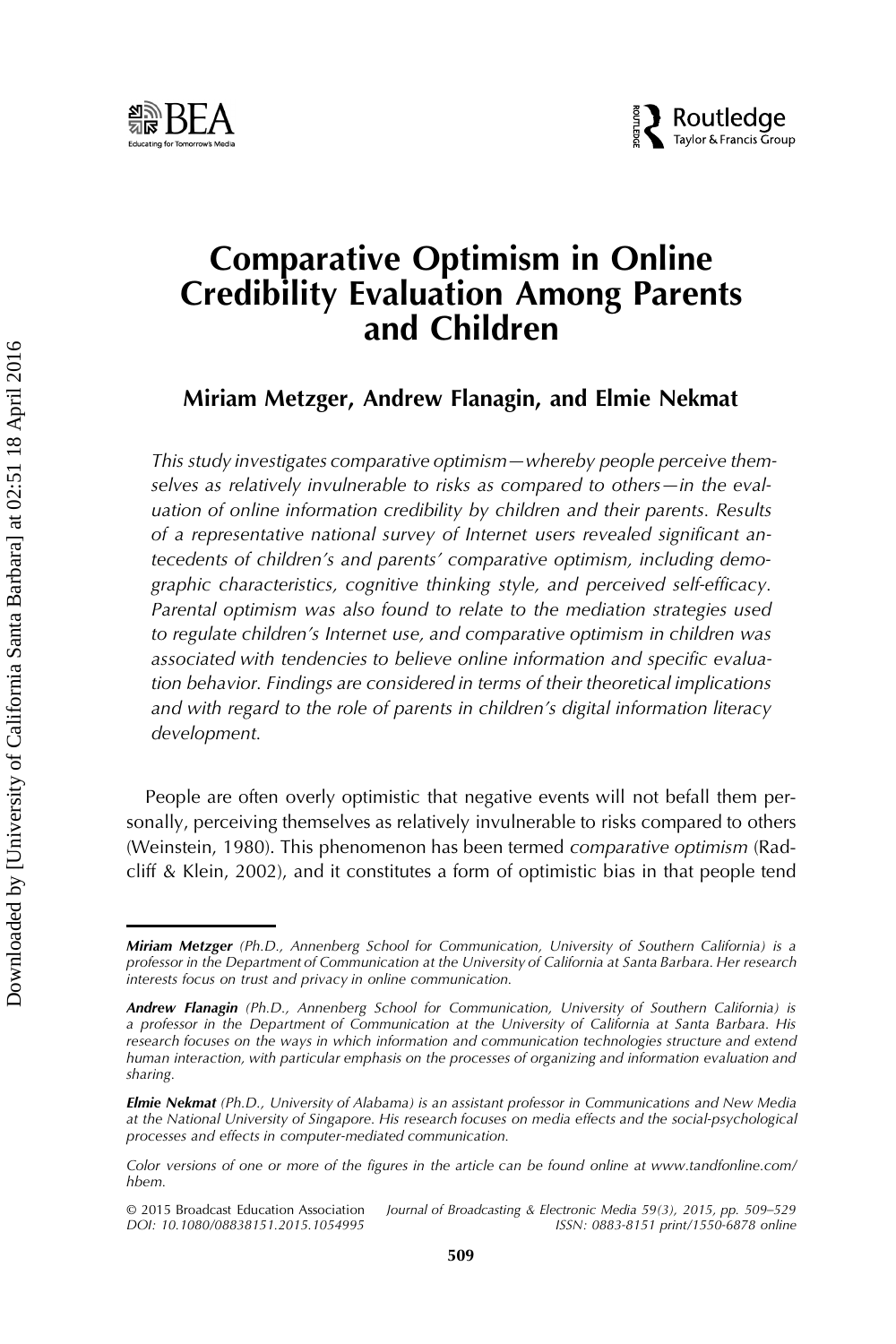# Comparative Optimism in Online Credibility Evaluation Among Parents and Children

**Miriam Metzger, Andrew Flanagin, and Elmie Nekmat**

*This study investigates comparative optimism—whereby people perceive themselves as relatively invulnerable to risks as compared to others—in the evaluation of online information credibility by children and their parents. Results of a representative national survey of Internet users revealed significant antecedents of children's and parents' comparative optimism, including demographic characteristics, cognitive thinking style, and perceived self-efficacy. Parental optimism was also found to relate to the mediation strategies used to regulate children's Internet use, and comparative optimism in children was associated with tendencies to believe online information and specific evaluation behavior. Findings are considered in terms of their theoretical implications and with regard to the role of parents in children's digital information literacy development.*

People are often overly optimistic that negative events will not befall them personally, perceiving themselves as relatively invulnerable to risks compared to others (Weinstein, 1980). This phenomenon has been termed *comparative optimism* (Radcliff & Klein, 2002), and it constitutes a form of optimistic bias in that people tend

---

***Miriam Metzger*** *(Ph.D., Annenberg School for Communication, University of Southern California) is a professor in the Department of Communication at the University of California at Santa Barbara. Her research interests focus on trust and privacy in online communication.*

***Andrew Flanagin*** *(Ph.D., Annenberg School for Communication, University of Southern California) is a professor in the Department of Communication at the University of California at Santa Barbara. His research focuses on the ways in which information and communication technologies structure and extend human interaction, with particular emphasis on the processes of organizing and information evaluation and sharing.*

***Elmie Nekmat*** *(Ph.D., University of Alabama) is an assistant professor in Communications and New Media at the National University of Singapore. His research focuses on media effects and the social-psychological processes and effects in computer-mediated communication.*

*Color versions of one or more of the figures in the article can be found online at www.tandfonline.com/hbem.*

© 2015 Broadcast Education Association *Journal of Broadcasting & Electronic Media 59(3), 2015, pp. 509–529*
*DOI: 10.1080/08838151.2015.1054995* *ISSN: 0883-8151 print/1550-6878 online*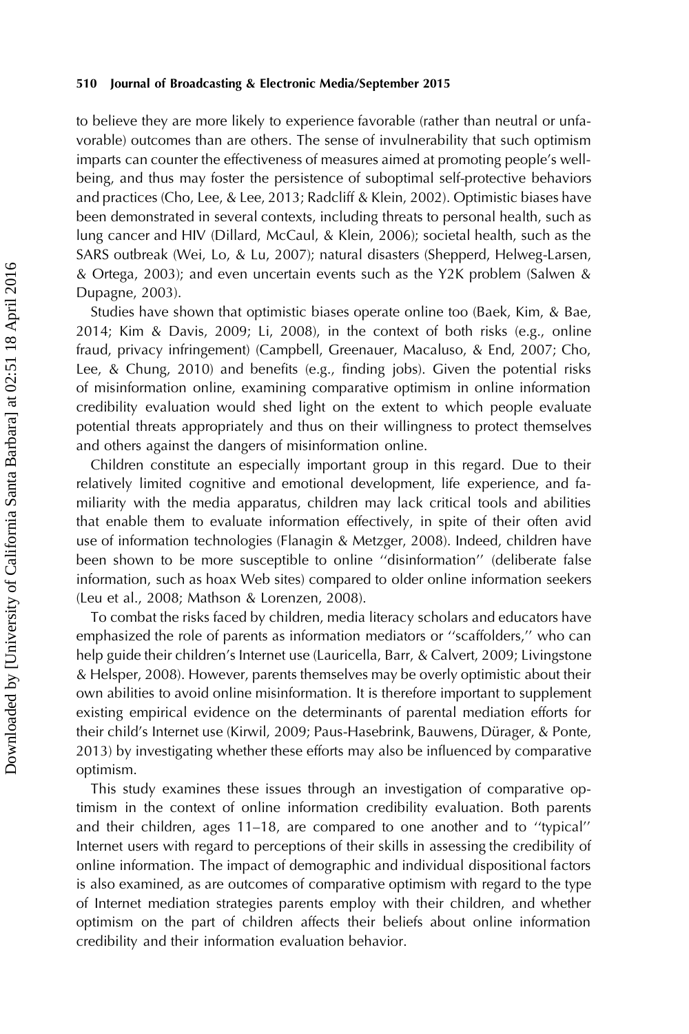to believe they are more likely to experience favorable (rather than neutral or unfavorable) outcomes than are others. The sense of invulnerability that such optimism imparts can counter the effectiveness of measures aimed at promoting people's well-being, and thus may foster the persistence of suboptimal self-protective behaviors and practices (Cho, Lee, & Lee, 2013; Radcliff & Klein, 2002). Optimistic biases have been demonstrated in several contexts, including threats to personal health, such as lung cancer and HIV (Dillard, McCaul, & Klein, 2006); societal health, such as the SARS outbreak (Wei, Lo, & Lu, 2007); natural disasters (Shepperd, Helweg-Larsen, & Ortega, 2003); and even uncertain events such as the Y2K problem (Salwen & Dupagne, 2003).

Studies have shown that optimistic biases operate online too (Baek, Kim, & Bae, 2014; Kim & Davis, 2009; Li, 2008), in the context of both risks (e.g., online fraud, privacy infringement) (Campbell, Greenauer, Macaluso, & End, 2007; Cho, Lee, & Chung, 2010) and benefits (e.g., finding jobs). Given the potential risks of misinformation online, examining comparative optimism in online information credibility evaluation would shed light on the extent to which people evaluate potential threats appropriately and thus on their willingness to protect themselves and others against the dangers of misinformation online.

Children constitute an especially important group in this regard. Due to their relatively limited cognitive and emotional development, life experience, and familiarity with the media apparatus, children may lack critical tools and abilities that enable them to evaluate information effectively, in spite of their often avid use of information technologies (Flanagin & Metzger, 2008). Indeed, children have been shown to be more susceptible to online ''disinformation'' (deliberate false information, such as hoax Web sites) compared to older online information seekers (Leu et al., 2008; Mathson & Lorenzen, 2008).

To combat the risks faced by children, media literacy scholars and educators have emphasized the role of parents as information mediators or ''scaffolders,'' who can help guide their children's Internet use (Lauricella, Barr, & Calvert, 2009; Livingstone & Helsper, 2008). However, parents themselves may be overly optimistic about their own abilities to avoid online misinformation. It is therefore important to supplement existing empirical evidence on the determinants of parental mediation efforts for their child's Internet use (Kirwil, 2009; Paus-Hasebrink, Bauwens, Dürager, & Ponte, 2013) by investigating whether these efforts may also be influenced by comparative optimism.

This study examines these issues through an investigation of comparative optimism in the context of online information credibility evaluation. Both parents and their children, ages 11–18, are compared to one another and to ''typical'' Internet users with regard to perceptions of their skills in assessing the credibility of online information. The impact of demographic and individual dispositional factors is also examined, as are outcomes of comparative optimism with regard to the type of Internet mediation strategies parents employ with their children, and whether optimism on the part of children affects their beliefs about online information credibility and their information evaluation behavior.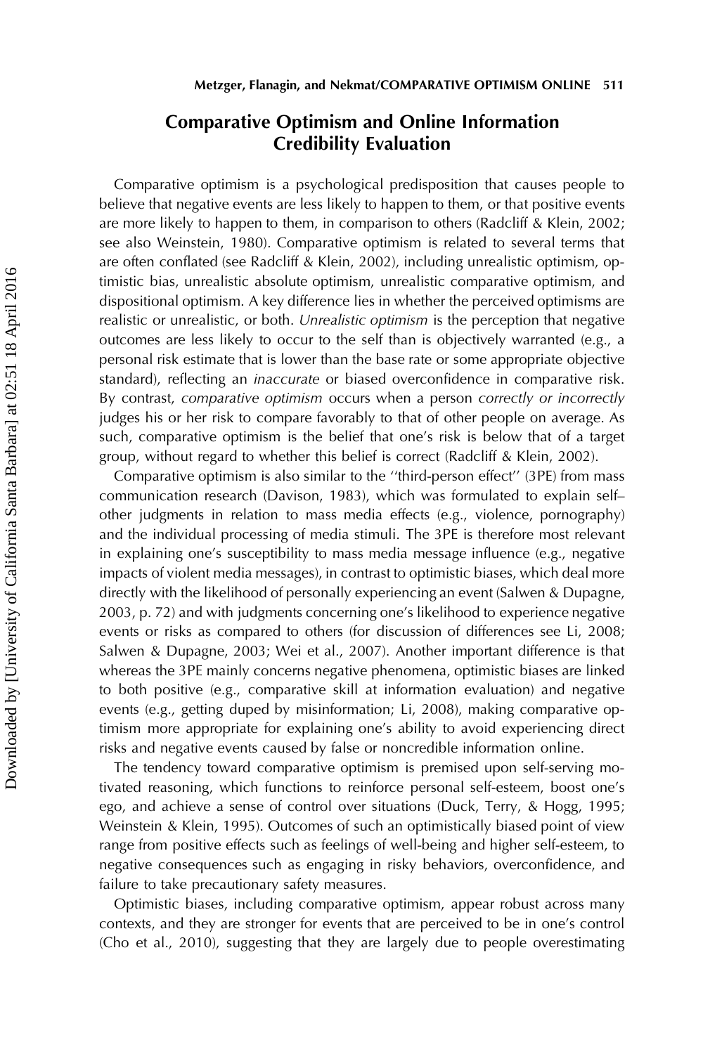## Comparative Optimism and Online Information Credibility Evaluation

Comparative optimism is a psychological predisposition that causes people to believe that negative events are less likely to happen to them, or that positive events are more likely to happen to them, in comparison to others (Radcliff & Klein, 2002; see also Weinstein, 1980). Comparative optimism is related to several terms that are often conflated (see Radcliff & Klein, 2002), including unrealistic optimism, optimistic bias, unrealistic absolute optimism, unrealistic comparative optimism, and dispositional optimism. A key difference lies in whether the perceived optimisms are realistic or unrealistic, or both. *Unrealistic optimism* is the perception that negative outcomes are less likely to occur to the self than is objectively warranted (e.g., a personal risk estimate that is lower than the base rate or some appropriate objective standard), reflecting an *inaccurate* or biased overconfidence in comparative risk. By contrast, *comparative optimism* occurs when a person *correctly or incorrectly* judges his or her risk to compare favorably to that of other people on average. As such, comparative optimism is the belief that one's risk is below that of a target group, without regard to whether this belief is correct (Radcliff & Klein, 2002).

Comparative optimism is also similar to the ''third-person effect'' (3PE) from mass communication research (Davison, 1983), which was formulated to explain self–other judgments in relation to mass media effects (e.g., violence, pornography) and the individual processing of media stimuli. The 3PE is therefore most relevant in explaining one's susceptibility to mass media message influence (e.g., negative impacts of violent media messages), in contrast to optimistic biases, which deal more directly with the likelihood of personally experiencing an event (Salwen & Dupagne, 2003, p. 72) and with judgments concerning one's likelihood to experience negative events or risks as compared to others (for discussion of differences see Li, 2008; Salwen & Dupagne, 2003; Wei et al., 2007). Another important difference is that whereas the 3PE mainly concerns negative phenomena, optimistic biases are linked to both positive (e.g., comparative skill at information evaluation) and negative events (e.g., getting duped by misinformation; Li, 2008), making comparative optimism more appropriate for explaining one's ability to avoid experiencing direct risks and negative events caused by false or noncredible information online.

The tendency toward comparative optimism is premised upon self-serving motivated reasoning, which functions to reinforce personal self-esteem, boost one's ego, and achieve a sense of control over situations (Duck, Terry, & Hogg, 1995; Weinstein & Klein, 1995). Outcomes of such an optimistically biased point of view range from positive effects such as feelings of well-being and higher self-esteem, to negative consequences such as engaging in risky behaviors, overconfidence, and failure to take precautionary safety measures.

Optimistic biases, including comparative optimism, appear robust across many contexts, and they are stronger for events that are perceived to be in one's control (Cho et al., 2010), suggesting that they are largely due to people overestimating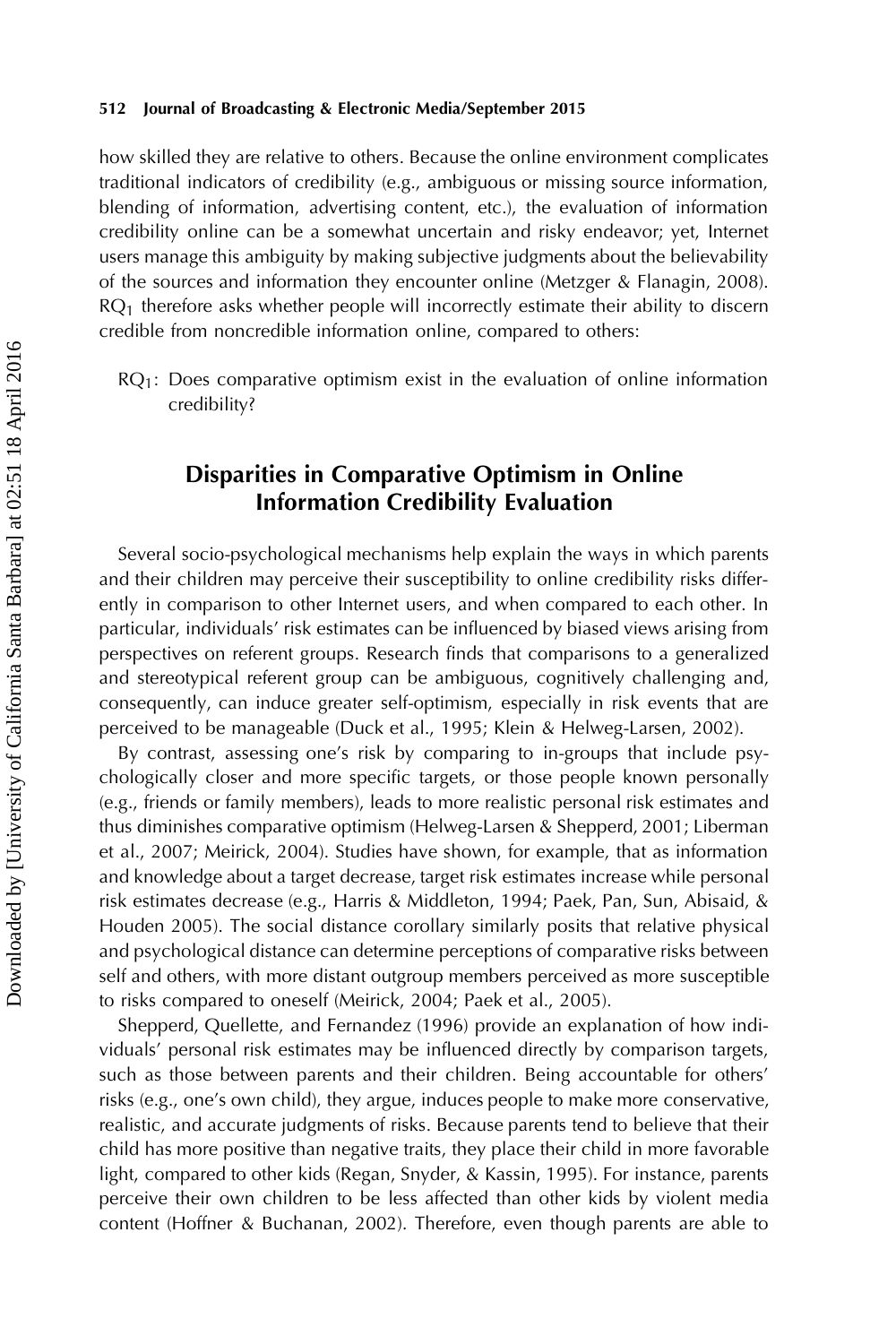how skilled they are relative to others. Because the online environment complicates traditional indicators of credibility (e.g., ambiguous or missing source information, blending of information, advertising content, etc.), the evaluation of information credibility online can be a somewhat uncertain and risky endeavor; yet, Internet users manage this ambiguity by making subjective judgments about the believability of the sources and information they encounter online (Metzger & Flanagin, 2008). $RQ_1$ therefore asks whether people will incorrectly estimate their ability to discern credible from noncredible information online, compared to others:

> $RQ_1$: Does comparative optimism exist in the evaluation of online information credibility?

## Disparities in Comparative Optimism in Online Information Credibility Evaluation

Several socio-psychological mechanisms help explain the ways in which parents and their children may perceive their susceptibility to online credibility risks differently in comparison to other Internet users, and when compared to each other. In particular, individuals' risk estimates can be influenced by biased views arising from perspectives on referent groups. Research finds that comparisons to a generalized and stereotypical referent group can be ambiguous, cognitively challenging and, consequently, can induce greater self-optimism, especially in risk events that are perceived to be manageable (Duck et al., 1995; Klein & Helweg-Larsen, 2002).

By contrast, assessing one's risk by comparing to in-groups that include psychologically closer and more specific targets, or those people known personally (e.g., friends or family members), leads to more realistic personal risk estimates and thus diminishes comparative optimism (Helweg-Larsen & Shepperd, 2001; Liberman et al., 2007; Meirick, 2004). Studies have shown, for example, that as information and knowledge about a target decrease, target risk estimates increase while personal risk estimates decrease (e.g., Harris & Middleton, 1994; Paek, Pan, Sun, Abisaid, & Houden 2005). The social distance corollary similarly posits that relative physical and psychological distance can determine perceptions of comparative risks between self and others, with more distant outgroup members perceived as more susceptible to risks compared to oneself (Meirick, 2004; Paek et al., 2005).

Shepperd, Quellette, and Fernandez (1996) provide an explanation of how individuals' personal risk estimates may be influenced directly by comparison targets, such as those between parents and their children. Being accountable for others' risks (e.g., one's own child), they argue, induces people to make more conservative, realistic, and accurate judgments of risks. Because parents tend to believe that their child has more positive than negative traits, they place their child in more favorable light, compared to other kids (Regan, Snyder, & Kassin, 1995). For instance, parents perceive their own children to be less affected than other kids by violent media content (Hoffner & Buchanan, 2002). Therefore, even though parents are able to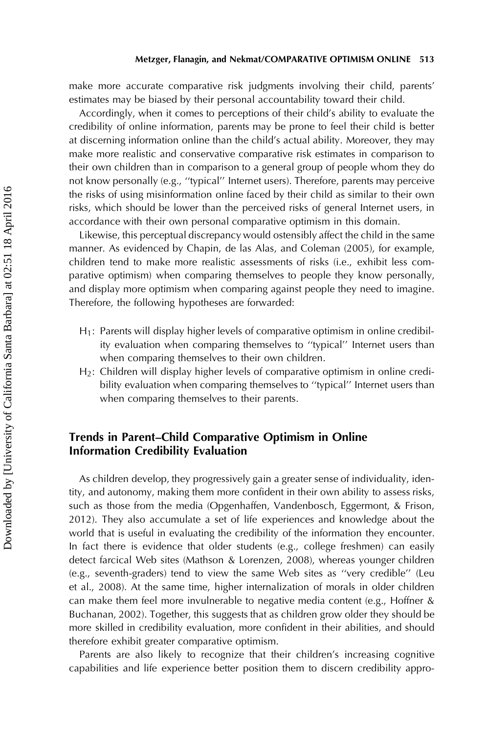make more accurate comparative risk judgments involving their child, parents' estimates may be biased by their personal accountability toward their child.

Accordingly, when it comes to perceptions of their child's ability to evaluate the credibility of online information, parents may be prone to feel their child is better at discerning information online than the child's actual ability. Moreover, they may make more realistic and conservative comparative risk estimates in comparison to their own children than in comparison to a general group of people whom they do not know personally (e.g., ''typical'' Internet users). Therefore, parents may perceive the risks of using misinformation online faced by their child as similar to their own risks, which should be lower than the perceived risks of general Internet users, in accordance with their own personal comparative optimism in this domain.

Likewise, this perceptual discrepancy would ostensibly affect the child in the same manner. As evidenced by Chapin, de las Alas, and Coleman (2005), for example, children tend to make more realistic assessments of risks (i.e., exhibit less comparative optimism) when comparing themselves to people they know personally, and display more optimism when comparing against people they need to imagine. Therefore, the following hypotheses are forwarded:

- $H_1$: Parents will display higher levels of comparative optimism in online credibility evaluation when comparing themselves to ''typical'' Internet users than when comparing themselves to their own children.
- $H_2$: Children will display higher levels of comparative optimism in online credibility evaluation when comparing themselves to ''typical'' Internet users than when comparing themselves to their parents.

## Trends in Parent–Child Comparative Optimism in Online Information Credibility Evaluation

As children develop, they progressively gain a greater sense of individuality, identity, and autonomy, making them more confident in their own ability to assess risks, such as those from the media (Opgenhaffen, Vandenbosch, Eggermont, & Frison, 2012). They also accumulate a set of life experiences and knowledge about the world that is useful in evaluating the credibility of the information they encounter. In fact there is evidence that older students (e.g., college freshmen) can easily detect farcical Web sites (Mathson & Lorenzen, 2008), whereas younger children (e.g., seventh-graders) tend to view the same Web sites as ''very credible'' (Leu et al., 2008). At the same time, higher internalization of morals in older children can make them feel more invulnerable to negative media content (e.g., Hoffner & Buchanan, 2002). Together, this suggests that as children grow older they should be more skilled in credibility evaluation, more confident in their abilities, and should therefore exhibit greater comparative optimism.

Parents are also likely to recognize that their children's increasing cognitive capabilities and life experience better position them to discern credibility appro-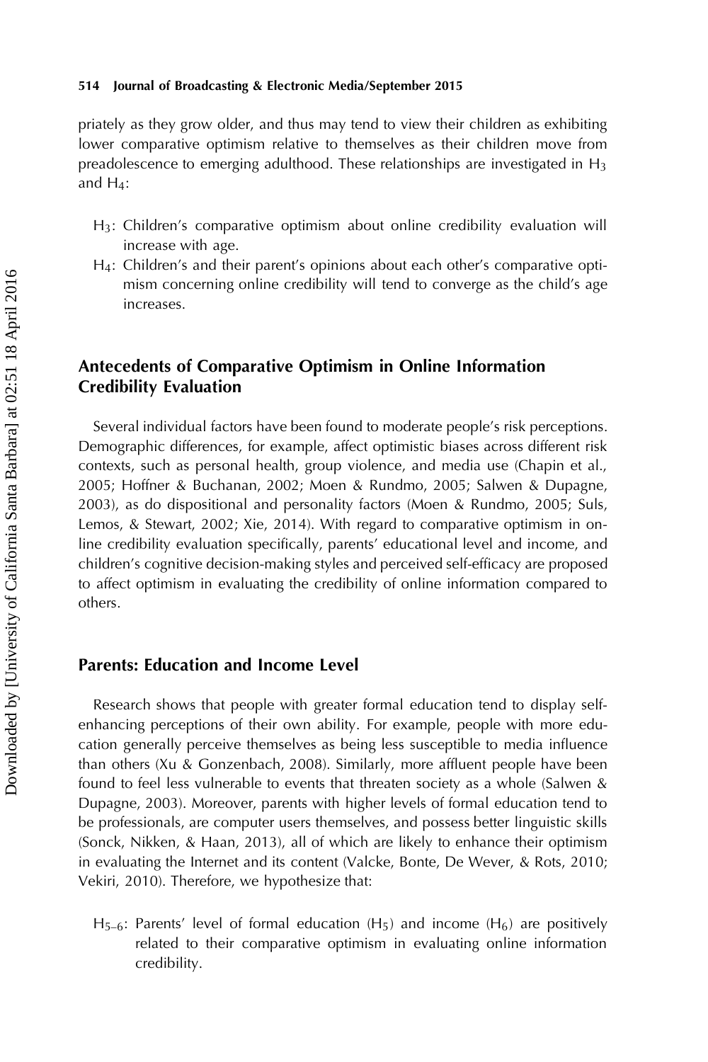priately as they grow older, and thus may tend to view their children as exhibiting lower comparative optimism relative to themselves as their children move from preadolescence to emerging adulthood. These relationships are investigated in $H_3$ and $H_4$:

- $H_3$: Children's comparative optimism about online credibility evaluation will increase with age.
- $H_4$: Children's and their parent's opinions about each other's comparative optimism concerning online credibility will tend to converge as the child's age increases.

## Antecedents of Comparative Optimism in Online Information Credibility Evaluation

Several individual factors have been found to moderate people's risk perceptions. Demographic differences, for example, affect optimistic biases across different risk contexts, such as personal health, group violence, and media use (Chapin et al., 2005; Hoffner & Buchanan, 2002; Moen & Rundmo, 2005; Salwen & Dupagne, 2003), as do dispositional and personality factors (Moen & Rundmo, 2005; Suls, Lemos, & Stewart, 2002; Xie, 2014). With regard to comparative optimism in online credibility evaluation specifically, parents' educational level and income, and children's cognitive decision-making styles and perceived self-efficacy are proposed to affect optimism in evaluating the credibility of online information compared to others.

## Parents: Education and Income Level

Research shows that people with greater formal education tend to display self-enhancing perceptions of their own ability. For example, people with more education generally perceive themselves as being less susceptible to media influence than others (Xu & Gonzenbach, 2008). Similarly, more affluent people have been found to feel less vulnerable to events that threaten society as a whole (Salwen & Dupagne, 2003). Moreover, parents with higher levels of formal education tend to be professionals, are computer users themselves, and possess better linguistic skills (Sonck, Nikken, & Haan, 2013), all of which are likely to enhance their optimism in evaluating the Internet and its content (Valcke, Bonte, De Wever, & Rots, 2010; Vekiri, 2010). Therefore, we hypothesize that:

- $H_{5–6}$: Parents' level of formal education ($H_5$) and income ($H_6$) are positively related to their comparative optimism in evaluating online information credibility.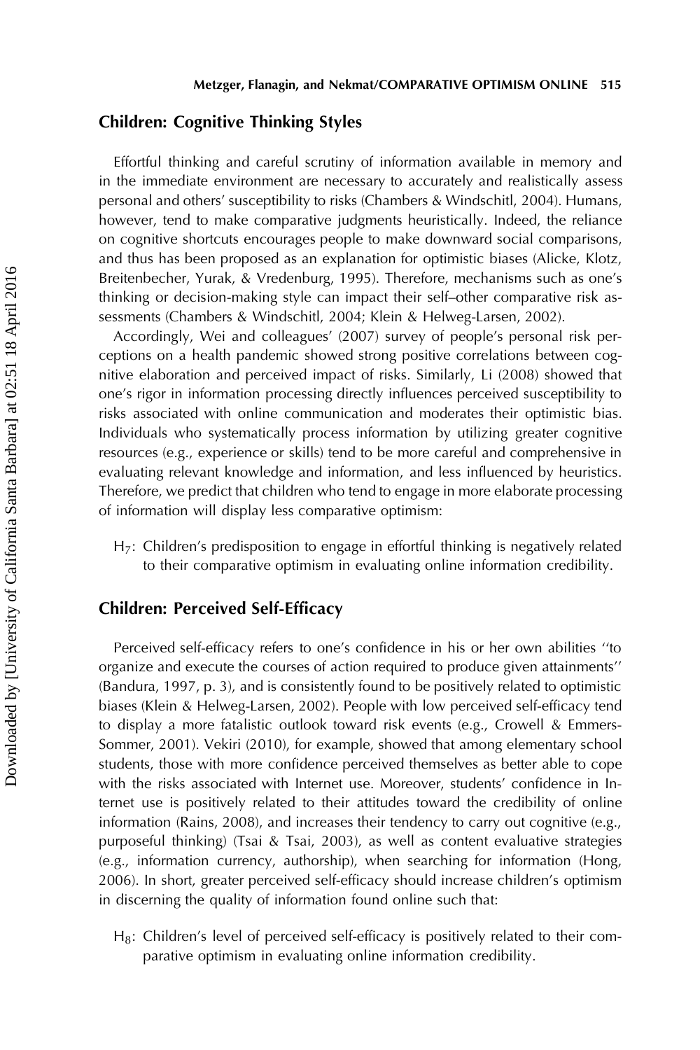## Children: Cognitive Thinking Styles

Effortful thinking and careful scrutiny of information available in memory and in the immediate environment are necessary to accurately and realistically assess personal and others' susceptibility to risks (Chambers & Windschitl, 2004). Humans, however, tend to make comparative judgments heuristically. Indeed, the reliance on cognitive shortcuts encourages people to make downward social comparisons, and thus has been proposed as an explanation for optimistic biases (Alicke, Klotz, Breitenbecher, Yurak, & Vredenburg, 1995). Therefore, mechanisms such as one's thinking or decision-making style can impact their self–other comparative risk assessments (Chambers & Windschitl, 2004; Klein & Helweg-Larsen, 2002).

Accordingly, Wei and colleagues' (2007) survey of people's personal risk perceptions on a health pandemic showed strong positive correlations between cognitive elaboration and perceived impact of risks. Similarly, Li (2008) showed that one's rigor in information processing directly influences perceived susceptibility to risks associated with online communication and moderates their optimistic bias. Individuals who systematically process information by utilizing greater cognitive resources (e.g., experience or skills) tend to be more careful and comprehensive in evaluating relevant knowledge and information, and less influenced by heuristics. Therefore, we predict that children who tend to engage in more elaborate processing of information will display less comparative optimism:

$H_7$: Children's predisposition to engage in effortful thinking is negatively related to their comparative optimism in evaluating online information credibility.

## Children: Perceived Self-Efficacy

Perceived self-efficacy refers to one's confidence in his or her own abilities "to organize and execute the courses of action required to produce given attainments" (Bandura, 1997, p. 3), and is consistently found to be positively related to optimistic biases (Klein & Helweg-Larsen, 2002). People with low perceived self-efficacy tend to display a more fatalistic outlook toward risk events (e.g., Crowell & Emmers-Sommer, 2001). Vekiri (2010), for example, showed that among elementary school students, those with more confidence perceived themselves as better able to cope with the risks associated with Internet use. Moreover, students' confidence in Internet use is positively related to their attitudes toward the credibility of online information (Rains, 2008), and increases their tendency to carry out cognitive (e.g., purposeful thinking) (Tsai & Tsai, 2003), as well as content evaluative strategies (e.g., information currency, authorship), when searching for information (Hong, 2006). In short, greater perceived self-efficacy should increase children's optimism in discerning the quality of information found online such that:

$H_8$: Children's level of perceived self-efficacy is positively related to their comparative optimism in evaluating online information credibility.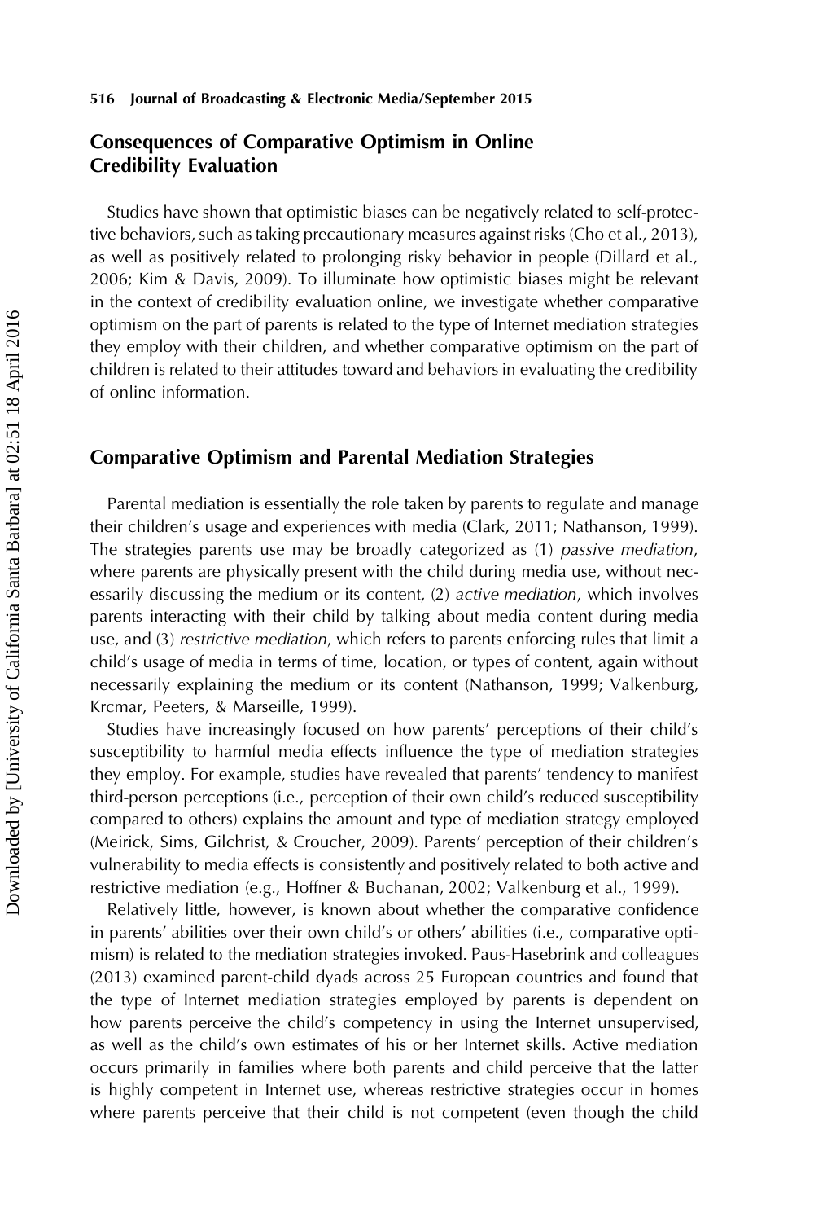## Consequences of Comparative Optimism in Online Credibility Evaluation

Studies have shown that optimistic biases can be negatively related to self-protective behaviors, such as taking precautionary measures against risks (Cho et al., 2013), as well as positively related to prolonging risky behavior in people (Dillard et al., 2006; Kim & Davis, 2009). To illuminate how optimistic biases might be relevant in the context of credibility evaluation online, we investigate whether comparative optimism on the part of parents is related to the type of Internet mediation strategies they employ with their children, and whether comparative optimism on the part of children is related to their attitudes toward and behaviors in evaluating the credibility of online information.

## Comparative Optimism and Parental Mediation Strategies

Parental mediation is essentially the role taken by parents to regulate and manage their children's usage and experiences with media (Clark, 2011; Nathanson, 1999). The strategies parents use may be broadly categorized as (1) *passive mediation*, where parents are physically present with the child during media use, without necessarily discussing the medium or its content, (2) *active mediation*, which involves parents interacting with their child by talking about media content during media use, and (3) *restrictive mediation*, which refers to parents enforcing rules that limit a child's usage of media in terms of time, location, or types of content, again without necessarily explaining the medium or its content (Nathanson, 1999; Valkenburg, Krcmar, Peeters, & Marseille, 1999).

Studies have increasingly focused on how parents' perceptions of their child's susceptibility to harmful media effects influence the type of mediation strategies they employ. For example, studies have revealed that parents' tendency to manifest third-person perceptions (i.e., perception of their own child's reduced susceptibility compared to others) explains the amount and type of mediation strategy employed (Meirick, Sims, Gilchrist, & Croucher, 2009). Parents' perception of their children's vulnerability to media effects is consistently and positively related to both active and restrictive mediation (e.g., Hoffner & Buchanan, 2002; Valkenburg et al., 1999).

Relatively little, however, is known about whether the comparative confidence in parents' abilities over their own child's or others' abilities (i.e., comparative optimism) is related to the mediation strategies invoked. Paus-Hasebrink and colleagues (2013) examined parent-child dyads across 25 European countries and found that the type of Internet mediation strategies employed by parents is dependent on how parents perceive the child's competency in using the Internet unsupervised, as well as the child's own estimates of his or her Internet skills. Active mediation occurs primarily in families where both parents and child perceive that the latter is highly competent in Internet use, whereas restrictive strategies occur in homes where parents perceive that their child is not competent (even though the child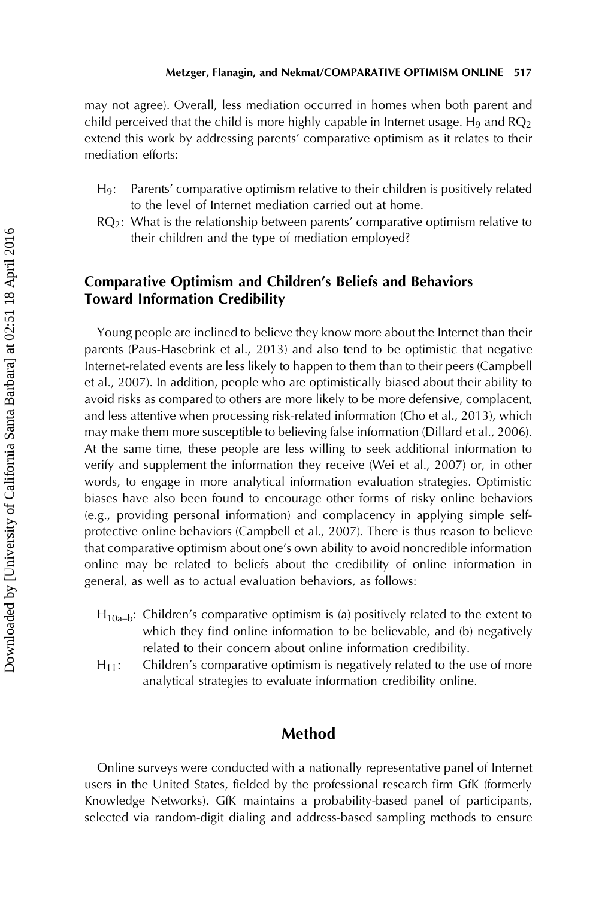may not agree). Overall, less mediation occurred in homes when both parent and child perceived that the child is more highly capable in Internet usage. $H_9$ and $RQ_2$ extend this work by addressing parents' comparative optimism as it relates to their mediation efforts:

- $H_9$: Parents' comparative optimism relative to their children is positively related to the level of Internet mediation carried out at home.
- $RQ_2$: What is the relationship between parents' comparative optimism relative to their children and the type of mediation employed?

### Comparative Optimism and Children's Beliefs and Behaviors Toward Information Credibility

Young people are inclined to believe they know more about the Internet than their parents (Paus-Hasebrink et al., 2013) and also tend to be optimistic that negative Internet-related events are less likely to happen to them than to their peers (Campbell et al., 2007). In addition, people who are optimistically biased about their ability to avoid risks as compared to others are more likely to be more defensive, complacent, and less attentive when processing risk-related information (Cho et al., 2013), which may make them more susceptible to believing false information (Dillard et al., 2006). At the same time, these people are less willing to seek additional information to verify and supplement the information they receive (Wei et al., 2007) or, in other words, to engage in more analytical information evaluation strategies. Optimistic biases have also been found to encourage other forms of risky online behaviors (e.g., providing personal information) and complacency in applying simple self-protective online behaviors (Campbell et al., 2007). There is thus reason to believe that comparative optimism about one's own ability to avoid noncredible information online may be related to beliefs about the credibility of online information in general, as well as to actual evaluation behaviors, as follows:

- $H_{10a\text{–}b}$: Children's comparative optimism is (a) positively related to the extent to which they find online information to be believable, and (b) negatively related to their concern about online information credibility.
- $H_{11}$: Children's comparative optimism is negatively related to the use of more analytical strategies to evaluate information credibility online.

## Method

Online surveys were conducted with a nationally representative panel of Internet users in the United States, fielded by the professional research firm GfK (formerly Knowledge Networks). GfK maintains a probability-based panel of participants, selected via random-digit dialing and address-based sampling methods to ensure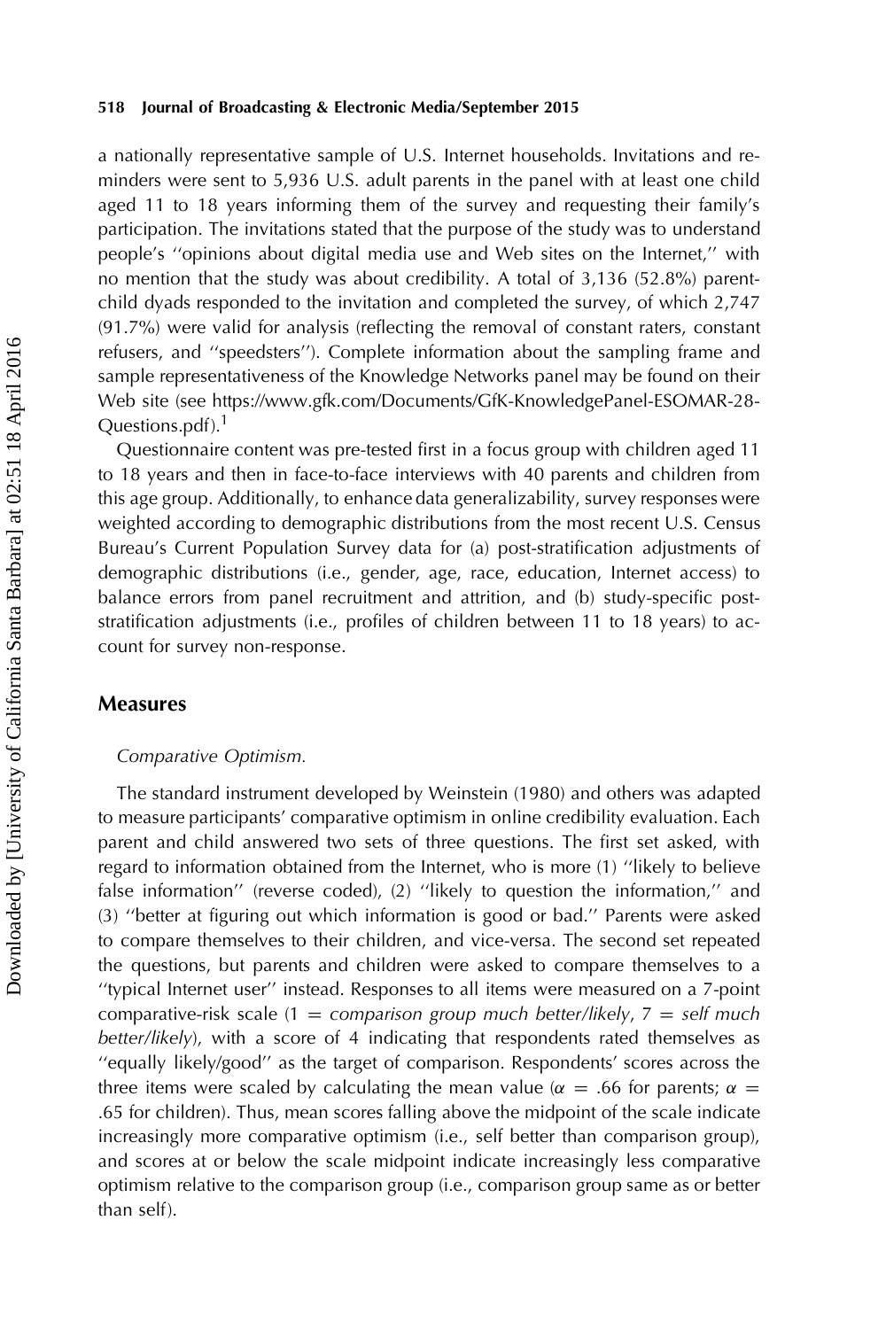a nationally representative sample of U.S. Internet households. Invitations and reminders were sent to 5,936 U.S. adult parents in the panel with at least one child aged 11 to 18 years informing them of the survey and requesting their family's participation. The invitations stated that the purpose of the study was to understand people's "opinions about digital media use and Web sites on the Internet," with no mention that the study was about credibility. A total of 3,136 (52.8%) parent-child dyads responded to the invitation and completed the survey, of which 2,747 (91.7%) were valid for analysis (reflecting the removal of constant raters, constant refusers, and "speedsters"). Complete information about the sampling frame and sample representativeness of the Knowledge Networks panel may be found on their Web site (see https://www.gfk.com/Documents/GfK-KnowledgePanel-ESOMAR-28-Questions.pdf).[1]

Questionnaire content was pre-tested first in a focus group with children aged 11 to 18 years and then in face-to-face interviews with 40 parents and children from this age group. Additionally, to enhance data generalizability, survey responses were weighted according to demographic distributions from the most recent U.S. Census Bureau's Current Population Survey data for (a) post-stratification adjustments of demographic distributions (i.e., gender, age, race, education, Internet access) to balance errors from panel recruitment and attrition, and (b) study-specific post-stratification adjustments (i.e., profiles of children between 11 to 18 years) to account for survey non-response.

## Measures

*Comparative Optimism.*

The standard instrument developed by Weinstein (1980) and others was adapted to measure participants' comparative optimism in online credibility evaluation. Each parent and child answered two sets of three questions. The first set asked, with regard to information obtained from the Internet, who is more (1) "likely to believe false information" (reverse coded), (2) "likely to question the information," and (3) "better at figuring out which information is good or bad." Parents were asked to compare themselves to their children, and vice-versa. The second set repeated the questions, but parents and children were asked to compare themselves to a "typical Internet user" instead. Responses to all items were measured on a 7-point comparative-risk scale (1 = *comparison group much better/likely*, 7 = *self much better/likely*), with a score of 4 indicating that respondents rated themselves as "equally likely/good" as the target of comparison. Respondents' scores across the three items were scaled by calculating the mean value ($\alpha = .66$ for parents; $\alpha = .65$ for children). Thus, mean scores falling above the midpoint of the scale indicate increasingly more comparative optimism (i.e., self better than comparison group), and scores at or below the scale midpoint indicate increasingly less comparative optimism relative to the comparison group (i.e., comparison group same as or better than self).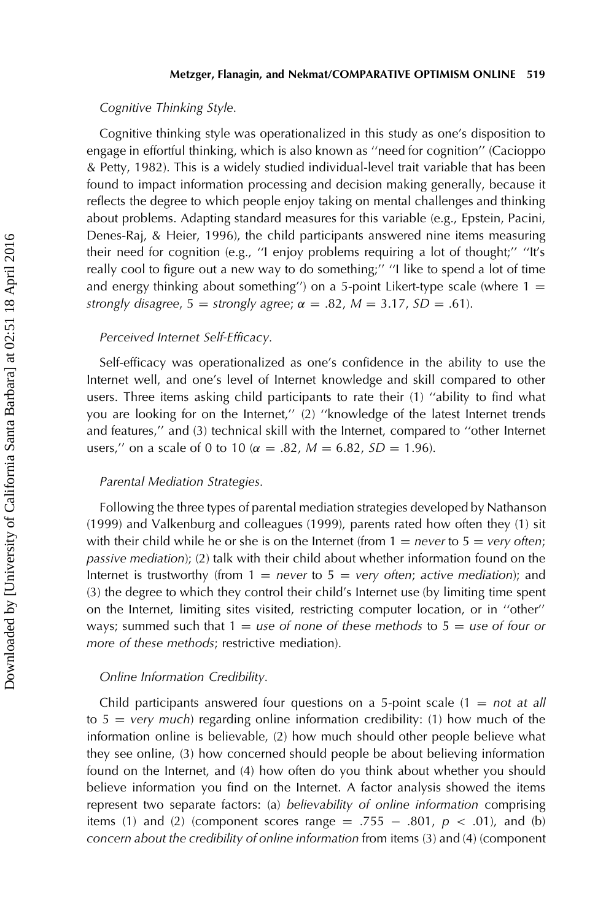*Cognitive Thinking Style.*

Cognitive thinking style was operationalized in this study as one's disposition to engage in effortful thinking, which is also known as ''need for cognition'' (Cacioppo & Petty, 1982). This is a widely studied individual-level trait variable that has been found to impact information processing and decision making generally, because it reflects the degree to which people enjoy taking on mental challenges and thinking about problems. Adapting standard measures for this variable (e.g., Epstein, Pacini, Denes-Raj, & Heier, 1996), the child participants answered nine items measuring their need for cognition (e.g., ''I enjoy problems requiring a lot of thought;'' ''It's really cool to figure out a new way to do something;'' ''I like to spend a lot of time and energy thinking about something'') on a 5-point Likert-type scale (where 1 = *strongly disagree*, 5 = *strongly agree*; $\alpha = .82$, $M = 3.17$, $SD = .61$).

*Perceived Internet Self-Efficacy.*

Self-efficacy was operationalized as one's confidence in the ability to use the Internet well, and one's level of Internet knowledge and skill compared to other users. Three items asking child participants to rate their (1) ''ability to find what you are looking for on the Internet,'' (2) ''knowledge of the latest Internet trends and features,'' and (3) technical skill with the Internet, compared to ''other Internet users,'' on a scale of 0 to 10 ($\alpha = .82$, $M = 6.82$, $SD = 1.96$).

*Parental Mediation Strategies.*

Following the three types of parental mediation strategies developed by Nathanson (1999) and Valkenburg and colleagues (1999), parents rated how often they (1) sit with their child while he or she is on the Internet (from 1 = *never* to 5 = *very often*; *passive mediation*); (2) talk with their child about whether information found on the Internet is trustworthy (from 1 = *never* to 5 = *very often*; *active mediation*); and (3) the degree to which they control their child's Internet use (by limiting time spent on the Internet, limiting sites visited, restricting computer location, or in ''other'' ways; summed such that 1 = *use of none of these methods* to 5 = *use of four or more of these methods*; restrictive mediation).

*Online Information Credibility.*

Child participants answered four questions on a 5-point scale (1 = *not at all* to 5 = *very much*) regarding online information credibility: (1) how much of the information online is believable, (2) how much should other people believe what they see online, (3) how concerned should people be about believing information found on the Internet, and (4) how often do you think about whether you should believe information you find on the Internet. A factor analysis showed the items represent two separate factors: (a) *believability of online information* comprising items (1) and (2) (component scores range = .755 − .801, $p < .01$), and (b) *concern about the credibility of online information* from items (3) and (4) (component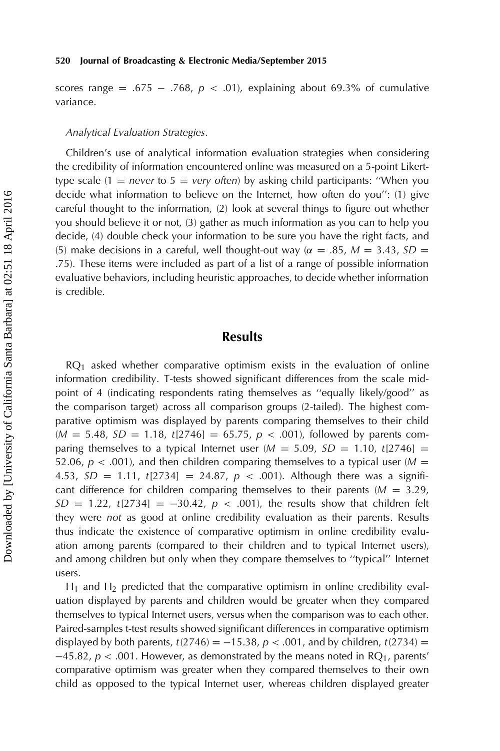scores range = .675 − .768, $p < .01$), explaining about 69.3% of cumulative variance.

*Analytical Evaluation Strategies.*

Children's use of analytical information evaluation strategies when considering the credibility of information encountered online was measured on a 5-point Likert-type scale (1 = *never* to 5 = *very often*) by asking child participants: ''When you decide what information to believe on the Internet, how often do you'': (1) give careful thought to the information, (2) look at several things to figure out whether you should believe it or not, (3) gather as much information as you can to help you decide, (4) double check your information to be sure you have the right facts, and (5) make decisions in a careful, well thought-out way ($\alpha = .85$, $M = 3.43$, $SD = .75$). These items were included as part of a list of a range of possible information evaluative behaviors, including heuristic approaches, to decide whether information is credible.

## Results

$RQ_1$ asked whether comparative optimism exists in the evaluation of online information credibility. T-tests showed significant differences from the scale midpoint of 4 (indicating respondents rating themselves as ''equally likely/good'' as the comparison target) across all comparison groups (2-tailed). The highest comparative optimism was displayed by parents comparing themselves to their child ($M = 5.48$, $SD = 1.18$, $t[2746] = 65.75$, $p < .001$), followed by parents comparing themselves to a typical Internet user ($M = 5.09$, $SD = 1.10$, $t[2746] = 52.06$, $p < .001$), and then children comparing themselves to a typical user ($M = 4.53$, $SD = 1.11$, $t[2734] = 24.87$, $p < .001$). Although there was a significant difference for children comparing themselves to their parents ($M = 3.29$, $SD = 1.22$, $t[2734] = -30.42$, $p < .001$), the results show that children felt they were *not* as good at online credibility evaluation as their parents. Results thus indicate the existence of comparative optimism in online credibility evaluation among parents (compared to their children and to typical Internet users), and among children but only when they compare themselves to ''typical'' Internet users.

$H_1$ and $H_2$ predicted that the comparative optimism in online credibility evaluation displayed by parents and children would be greater when they compared themselves to typical Internet users, versus when the comparison was to each other. Paired-samples t-test results showed significant differences in comparative optimism displayed by both parents, $t(2746) = -15.38$, $p < .001$, and by children, $t(2734) = -45.82$, $p < .001$. However, as demonstrated by the means noted in $RQ_1$, parents' comparative optimism was greater when they compared themselves to their own child as opposed to the typical Internet user, whereas children displayed greater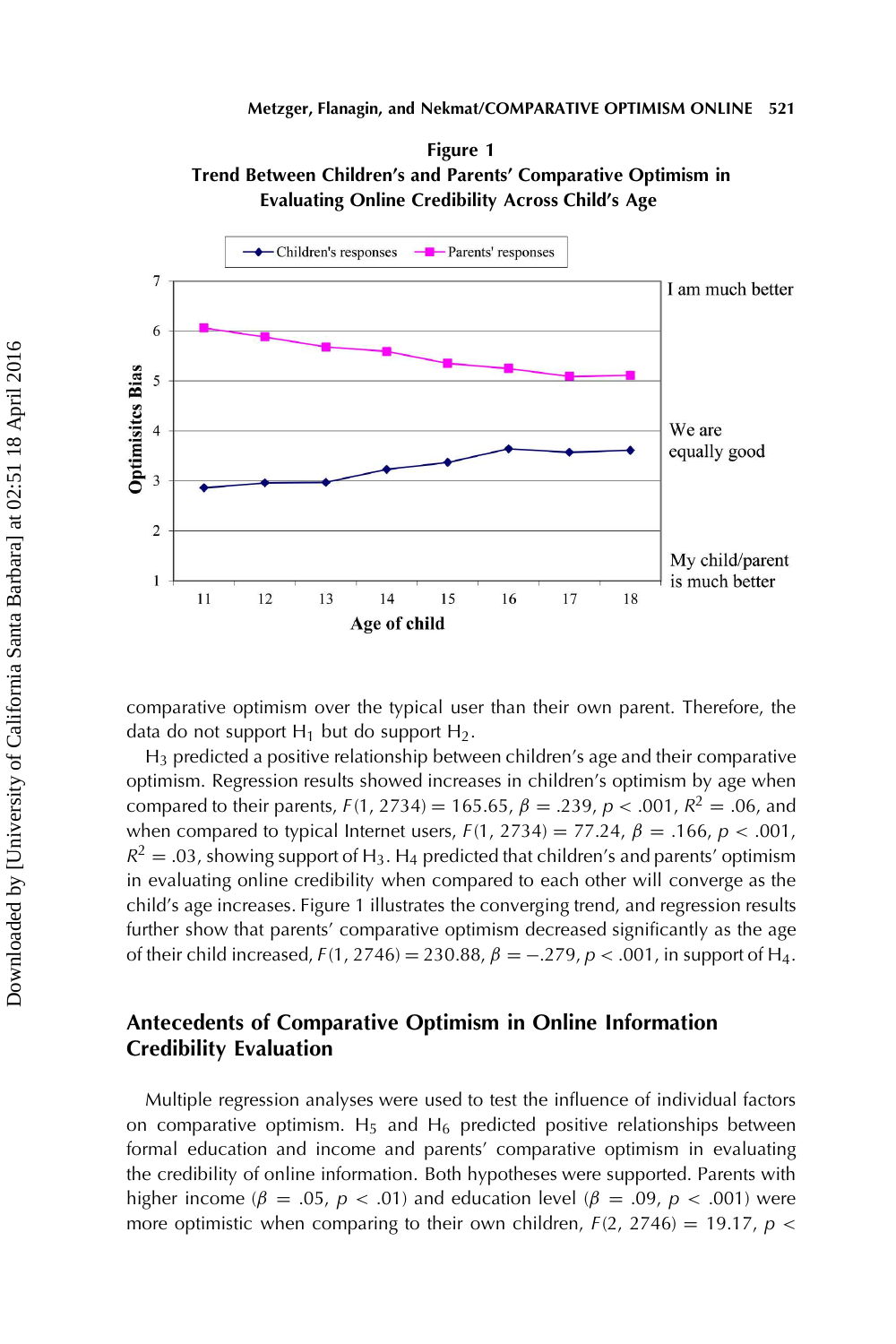**Figure 1**
**Trend Between Children's and Parents' Comparative Optimism in Evaluating Online Credibility Across Child's Age**

comparative optimism over the typical user than their own parent. Therefore, the data do not support $H_1$ but do support $H_2$.

$H_3$ predicted a positive relationship between children's age and their comparative optimism. Regression results showed increases in children's optimism by age when compared to their parents, $F(1, 2734) = 165.65$, $\beta = .239$, $p < .001$, $R^2 = .06$, and when compared to typical Internet users, $F(1, 2734) = 77.24$, $\beta = .166$, $p < .001$, $R^2 = .03$, showing support of $H_3$. $H_4$ predicted that children's and parents' optimism in evaluating online credibility when compared to each other will converge as the child's age increases. Figure 1 illustrates the converging trend, and regression results further show that parents' comparative optimism decreased significantly as the age of their child increased, $F(1, 2746) = 230.88$, $\beta = -.279$, $p < .001$, in support of $H_4$.

## Antecedents of Comparative Optimism in Online Information Credibility Evaluation

Multiple regression analyses were used to test the influence of individual factors on comparative optimism. $H_5$ and $H_6$ predicted positive relationships between formal education and income and parents' comparative optimism in evaluating the credibility of online information. Both hypotheses were supported. Parents with higher income ($\beta = .05$, $p < .01$) and education level ($\beta = .09$, $p < .001$) were more optimistic when comparing to their own children, $F(2, 2746) = 19.17$, $p <$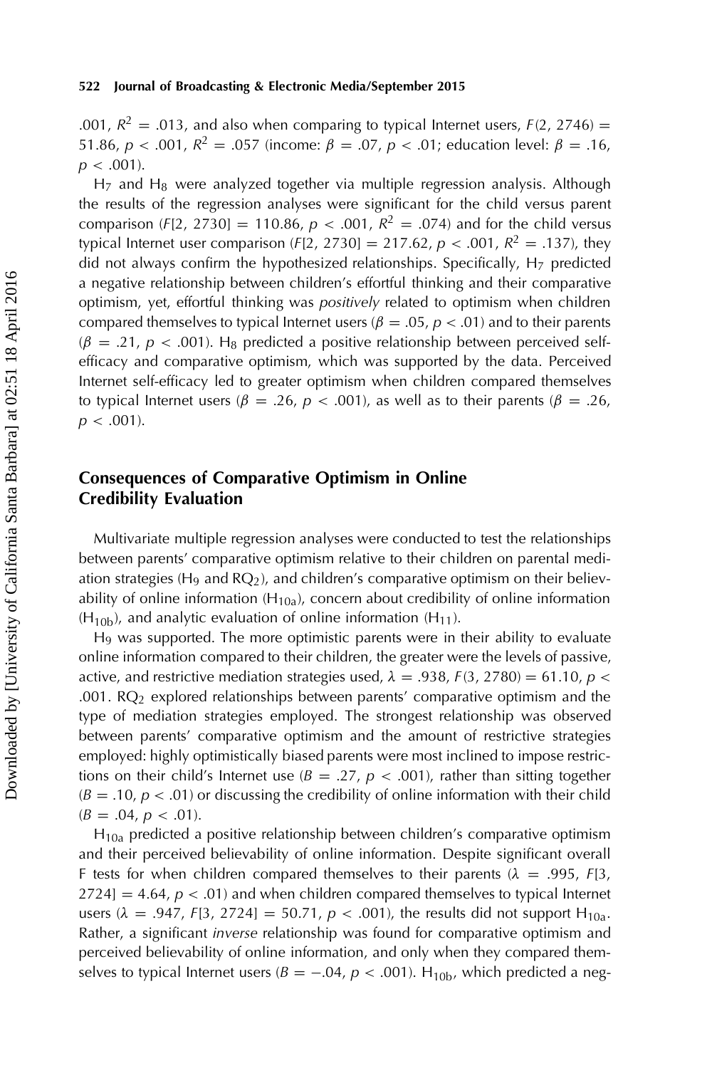.001, $R^2 = .013$, and also when comparing to typical Internet users, $F(2, 2746) = 51.86$, $p < .001$, $R^2 = .057$ (income: $\beta = .07$, $p < .01$; education level: $\beta = .16$, $p < .001$).

$H_7$ and $H_8$ were analyzed together via multiple regression analysis. Although the results of the regression analyses were significant for the child versus parent comparison ($F[2, 2730] = 110.86$, $p < .001$, $R^2 = .074$) and for the child versus typical Internet user comparison ($F[2, 2730] = 217.62$, $p < .001$, $R^2 = .137$), they did not always confirm the hypothesized relationships. Specifically, $H_7$ predicted a negative relationship between children's effortful thinking and their comparative optimism, yet, effortful thinking was *positively* related to optimism when children compared themselves to typical Internet users ($\beta = .05$, $p < .01$) and to their parents ($\beta = .21$, $p < .001$). $H_8$ predicted a positive relationship between perceived self-efficacy and comparative optimism, which was supported by the data. Perceived Internet self-efficacy led to greater optimism when children compared themselves to typical Internet users ($\beta = .26$, $p < .001$), as well as to their parents ($\beta = .26$, $p < .001$).

## Consequences of Comparative Optimism in Online Credibility Evaluation

Multivariate multiple regression analyses were conducted to test the relationships between parents' comparative optimism relative to their children on parental mediation strategies ($H_9$ and $RQ_2$), and children's comparative optimism on their believability of online information ($H_{10a}$), concern about credibility of online information ($H_{10b}$), and analytic evaluation of online information ($H_{11}$).

$H_9$ was supported. The more optimistic parents were in their ability to evaluate online information compared to their children, the greater were the levels of passive, active, and restrictive mediation strategies used, $\lambda = .938$, $F(3, 2780) = 61.10$, $p < .001$. $RQ_2$ explored relationships between parents' comparative optimism and the type of mediation strategies employed. The strongest relationship was observed between parents' comparative optimism and the amount of restrictive strategies employed: highly optimistically biased parents were most inclined to impose restrictions on their child's Internet use ($B = .27$, $p < .001$), rather than sitting together ($B = .10$, $p < .01$) or discussing the credibility of online information with their child ($B = .04$, $p < .01$).

$H_{10a}$ predicted a positive relationship between children's comparative optimism and their perceived believability of online information. Despite significant overall F tests for when children compared themselves to their parents ($\lambda = .995$, $F[3, 2724] = 4.64$, $p < .01$) and when children compared themselves to typical Internet users ($\lambda = .947$, $F[3, 2724] = 50.71$, $p < .001$), the results did not support $H_{10a}$. Rather, a significant *inverse* relationship was found for comparative optimism and perceived believability of online information, and only when they compared themselves to typical Internet users ($B = -.04$, $p < .001$). $H_{10b}$, which predicted a neg-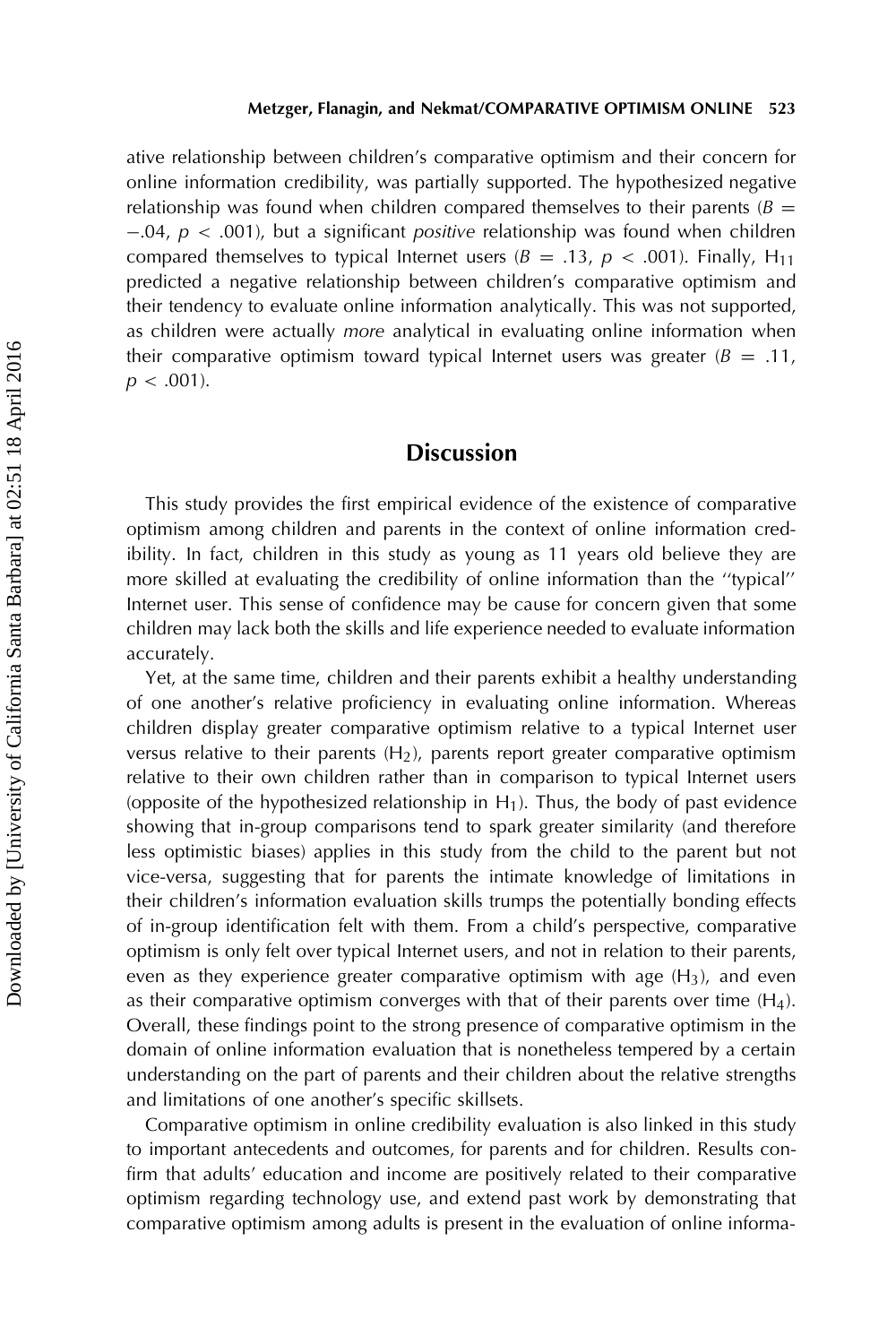ative relationship between children's comparative optimism and their concern for online information credibility, was partially supported. The hypothesized negative relationship was found when children compared themselves to their parents ($B = -.04$, $p < .001$), but a significant *positive* relationship was found when children compared themselves to typical Internet users ($B = .13$, $p < .001$). Finally, $H_{11}$ predicted a negative relationship between children's comparative optimism and their tendency to evaluate online information analytically. This was not supported, as children were actually *more* analytical in evaluating online information when their comparative optimism toward typical Internet users was greater ($B = .11$, $p < .001$).

## Discussion

This study provides the first empirical evidence of the existence of comparative optimism among children and parents in the context of online information credibility. In fact, children in this study as young as 11 years old believe they are more skilled at evaluating the credibility of online information than the ''typical'' Internet user. This sense of confidence may be cause for concern given that some children may lack both the skills and life experience needed to evaluate information accurately.

Yet, at the same time, children and their parents exhibit a healthy understanding of one another's relative proficiency in evaluating online information. Whereas children display greater comparative optimism relative to a typical Internet user versus relative to their parents ($H_2$), parents report greater comparative optimism relative to their own children rather than in comparison to typical Internet users (opposite of the hypothesized relationship in $H_1$). Thus, the body of past evidence showing that in-group comparisons tend to spark greater similarity (and therefore less optimistic biases) applies in this study from the child to the parent but not vice-versa, suggesting that for parents the intimate knowledge of limitations in their children's information evaluation skills trumps the potentially bonding effects of in-group identification felt with them. From a child's perspective, comparative optimism is only felt over typical Internet users, and not in relation to their parents, even as they experience greater comparative optimism with age ($H_3$), and even as their comparative optimism converges with that of their parents over time ($H_4$). Overall, these findings point to the strong presence of comparative optimism in the domain of online information evaluation that is nonetheless tempered by a certain understanding on the part of parents and their children about the relative strengths and limitations of one another's specific skillsets.

Comparative optimism in online credibility evaluation is also linked in this study to important antecedents and outcomes, for parents and for children. Results confirm that adults' education and income are positively related to their comparative optimism regarding technology use, and extend past work by demonstrating that comparative optimism among adults is present in the evaluation of online informa-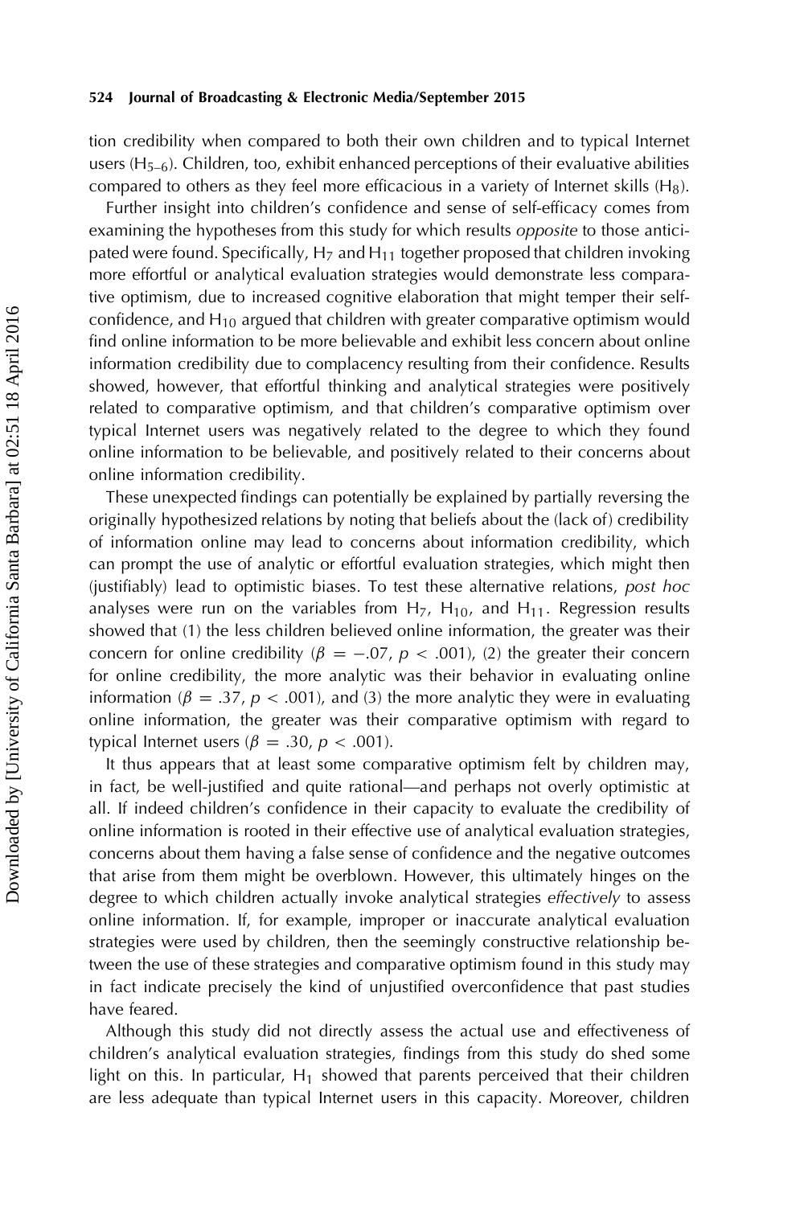tion credibility when compared to both their own children and to typical Internet users ($H_{5-6}$). Children, too, exhibit enhanced perceptions of their evaluative abilities compared to others as they feel more efficacious in a variety of Internet skills ($H_8$).

Further insight into children's confidence and sense of self-efficacy comes from examining the hypotheses from this study for which results *opposite* to those anticipated were found. Specifically, $H_7$ and $H_{11}$ together proposed that children invoking more effortful or analytical evaluation strategies would demonstrate less comparative optimism, due to increased cognitive elaboration that might temper their self-confidence, and $H_{10}$ argued that children with greater comparative optimism would find online information to be more believable and exhibit less concern about online information credibility due to complacency resulting from their confidence. Results showed, however, that effortful thinking and analytical strategies were positively related to comparative optimism, and that children's comparative optimism over typical Internet users was negatively related to the degree to which they found online information to be believable, and positively related to their concerns about online information credibility.

These unexpected findings can potentially be explained by partially reversing the originally hypothesized relations by noting that beliefs about the (lack of) credibility of information online may lead to concerns about information credibility, which can prompt the use of analytic or effortful evaluation strategies, which might then (justifiably) lead to optimistic biases. To test these alternative relations, *post hoc* analyses were run on the variables from $H_7$, $H_{10}$, and $H_{11}$. Regression results showed that (1) the less children believed online information, the greater was their concern for online credibility ($\beta = -.07$, $p < .001$), (2) the greater their concern for online credibility, the more analytic was their behavior in evaluating online information ($\beta = .37$, $p < .001$), and (3) the more analytic they were in evaluating online information, the greater was their comparative optimism with regard to typical Internet users ($\beta = .30$, $p < .001$).

It thus appears that at least some comparative optimism felt by children may, in fact, be well-justified and quite rational—and perhaps not overly optimistic at all. If indeed children's confidence in their capacity to evaluate the credibility of online information is rooted in their effective use of analytical evaluation strategies, concerns about them having a false sense of confidence and the negative outcomes that arise from them might be overblown. However, this ultimately hinges on the degree to which children actually invoke analytical strategies *effectively* to assess online information. If, for example, improper or inaccurate analytical evaluation strategies were used by children, then the seemingly constructive relationship between the use of these strategies and comparative optimism found in this study may in fact indicate precisely the kind of unjustified overconfidence that past studies have feared.

Although this study did not directly assess the actual use and effectiveness of children's analytical evaluation strategies, findings from this study do shed some light on this. In particular, $H_1$ showed that parents perceived that their children are less adequate than typical Internet users in this capacity. Moreover, children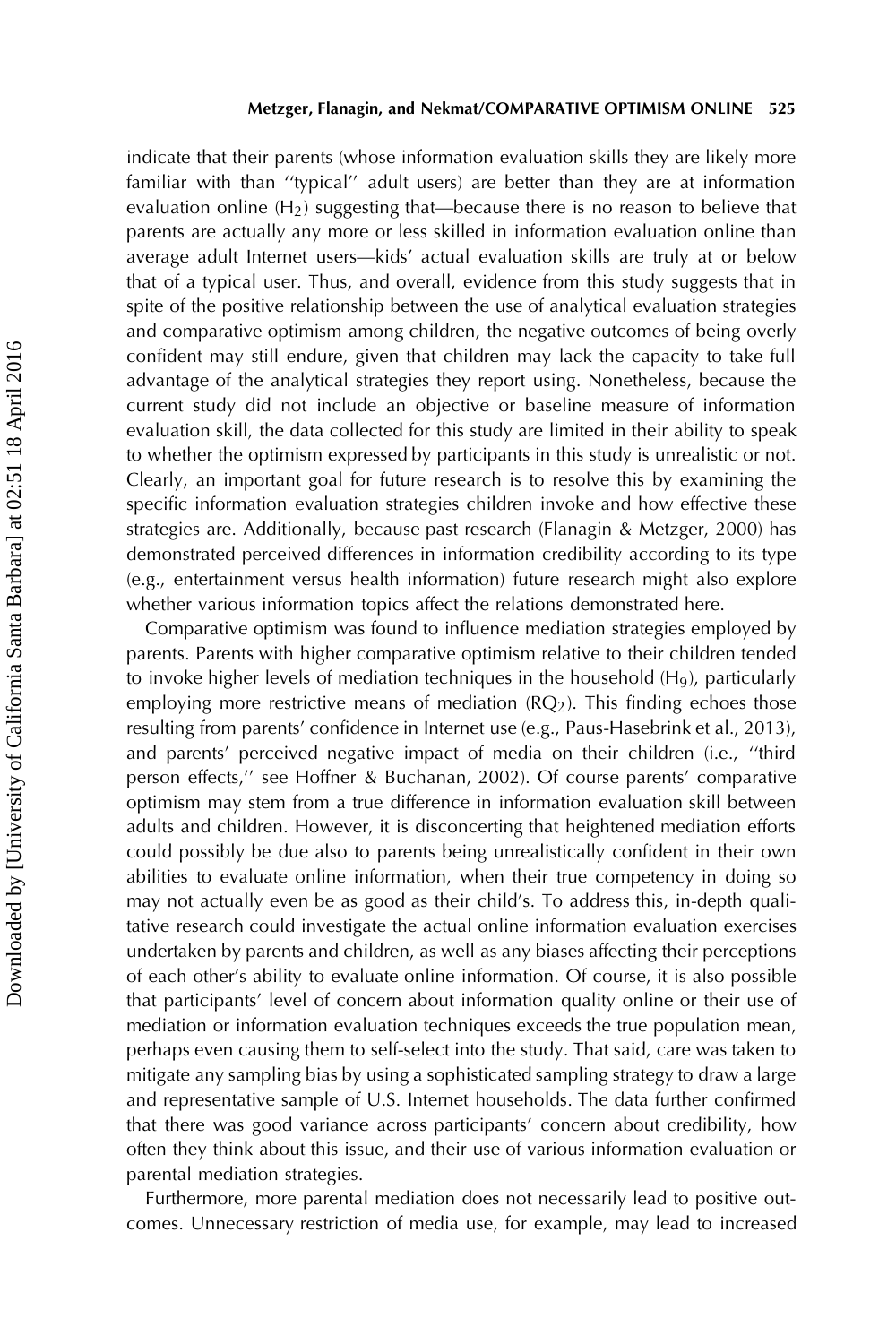indicate that their parents (whose information evaluation skills they are likely more familiar with than ''typical'' adult users) are better than they are at information evaluation online ($H_2$) suggesting that—because there is no reason to believe that parents are actually any more or less skilled in information evaluation online than average adult Internet users—kids' actual evaluation skills are truly at or below that of a typical user. Thus, and overall, evidence from this study suggests that in spite of the positive relationship between the use of analytical evaluation strategies and comparative optimism among children, the negative outcomes of being overly confident may still endure, given that children may lack the capacity to take full advantage of the analytical strategies they report using. Nonetheless, because the current study did not include an objective or baseline measure of information evaluation skill, the data collected for this study are limited in their ability to speak to whether the optimism expressed by participants in this study is unrealistic or not. Clearly, an important goal for future research is to resolve this by examining the specific information evaluation strategies children invoke and how effective these strategies are. Additionally, because past research (Flanagin & Metzger, 2000) has demonstrated perceived differences in information credibility according to its type (e.g., entertainment versus health information) future research might also explore whether various information topics affect the relations demonstrated here.

Comparative optimism was found to influence mediation strategies employed by parents. Parents with higher comparative optimism relative to their children tended to invoke higher levels of mediation techniques in the household ($H_9$), particularly employing more restrictive means of mediation ($RQ_2$). This finding echoes those resulting from parents' confidence in Internet use (e.g., Paus-Hasebrink et al., 2013), and parents' perceived negative impact of media on their children (i.e., ''third person effects,'' see Hoffner & Buchanan, 2002). Of course parents' comparative optimism may stem from a true difference in information evaluation skill between adults and children. However, it is disconcerting that heightened mediation efforts could possibly be due also to parents being unrealistically confident in their own abilities to evaluate online information, when their true competency in doing so may not actually even be as good as their child's. To address this, in-depth qualitative research could investigate the actual online information evaluation exercises undertaken by parents and children, as well as any biases affecting their perceptions of each other's ability to evaluate online information. Of course, it is also possible that participants' level of concern about information quality online or their use of mediation or information evaluation techniques exceeds the true population mean, perhaps even causing them to self-select into the study. That said, care was taken to mitigate any sampling bias by using a sophisticated sampling strategy to draw a large and representative sample of U.S. Internet households. The data further confirmed that there was good variance across participants' concern about credibility, how often they think about this issue, and their use of various information evaluation or parental mediation strategies.

Furthermore, more parental mediation does not necessarily lead to positive outcomes. Unnecessary restriction of media use, for example, may lead to increased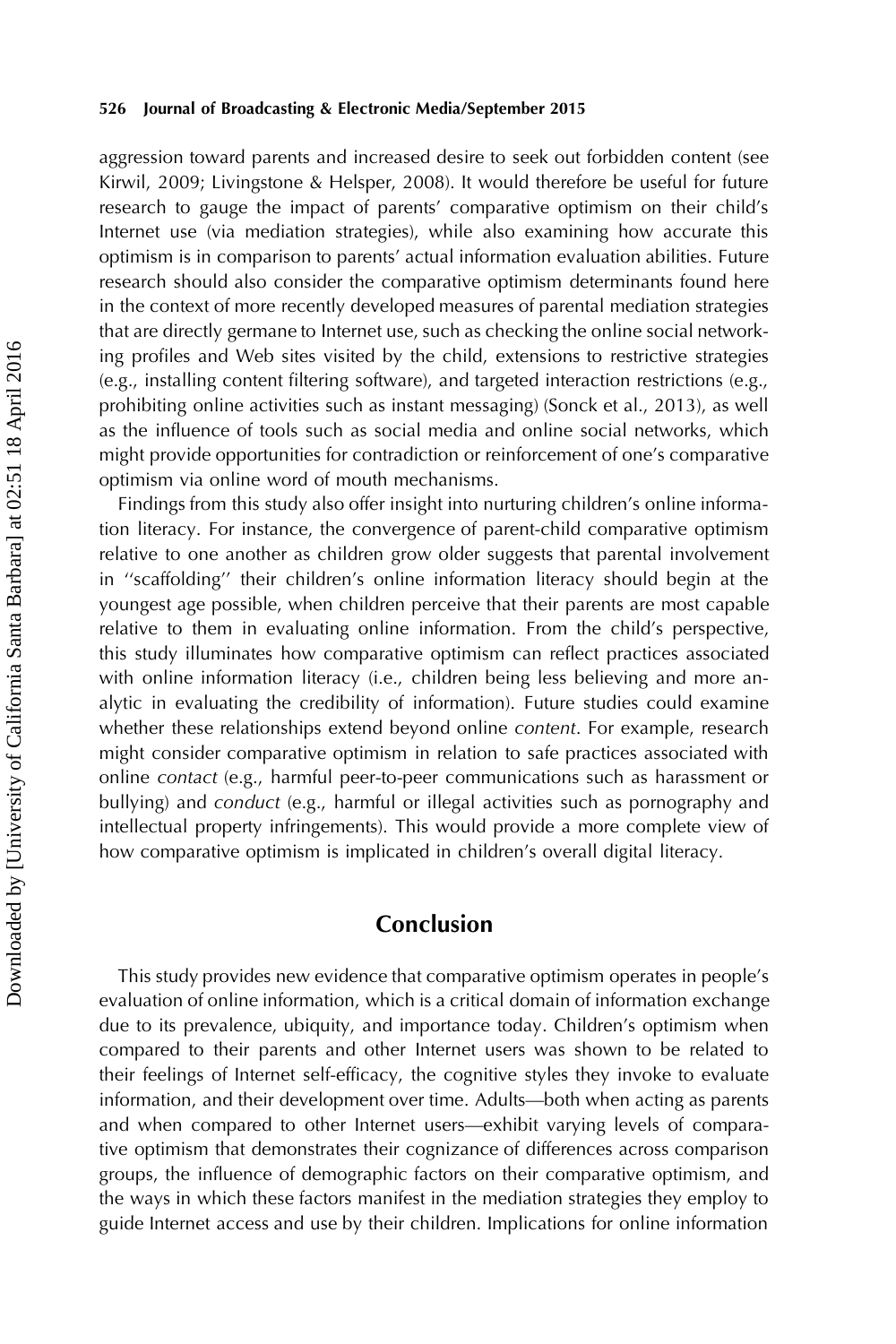aggression toward parents and increased desire to seek out forbidden content (see Kirwil, 2009; Livingstone & Helsper, 2008). It would therefore be useful for future research to gauge the impact of parents' comparative optimism on their child's Internet use (via mediation strategies), while also examining how accurate this optimism is in comparison to parents' actual information evaluation abilities. Future research should also consider the comparative optimism determinants found here in the context of more recently developed measures of parental mediation strategies that are directly germane to Internet use, such as checking the online social networking profiles and Web sites visited by the child, extensions to restrictive strategies (e.g., installing content filtering software), and targeted interaction restrictions (e.g., prohibiting online activities such as instant messaging) (Sonck et al., 2013), as well as the influence of tools such as social media and online social networks, which might provide opportunities for contradiction or reinforcement of one's comparative optimism via online word of mouth mechanisms.

Findings from this study also offer insight into nurturing children's online information literacy. For instance, the convergence of parent-child comparative optimism relative to one another as children grow older suggests that parental involvement in ''scaffolding'' their children's online information literacy should begin at the youngest age possible, when children perceive that their parents are most capable relative to them in evaluating online information. From the child's perspective, this study illuminates how comparative optimism can reflect practices associated with online information literacy (i.e., children being less believing and more analytic in evaluating the credibility of information). Future studies could examine whether these relationships extend beyond online *content*. For example, research might consider comparative optimism in relation to safe practices associated with online *contact* (e.g., harmful peer-to-peer communications such as harassment or bullying) and *conduct* (e.g., harmful or illegal activities such as pornography and intellectual property infringements). This would provide a more complete view of how comparative optimism is implicated in children's overall digital literacy.

## Conclusion

This study provides new evidence that comparative optimism operates in people's evaluation of online information, which is a critical domain of information exchange due to its prevalence, ubiquity, and importance today. Children's optimism when compared to their parents and other Internet users was shown to be related to their feelings of Internet self-efficacy, the cognitive styles they invoke to evaluate information, and their development over time. Adults—both when acting as parents and when compared to other Internet users—exhibit varying levels of comparative optimism that demonstrates their cognizance of differences across comparison groups, the influence of demographic factors on their comparative optimism, and the ways in which these factors manifest in the mediation strategies they employ to guide Internet access and use by their children. Implications for online information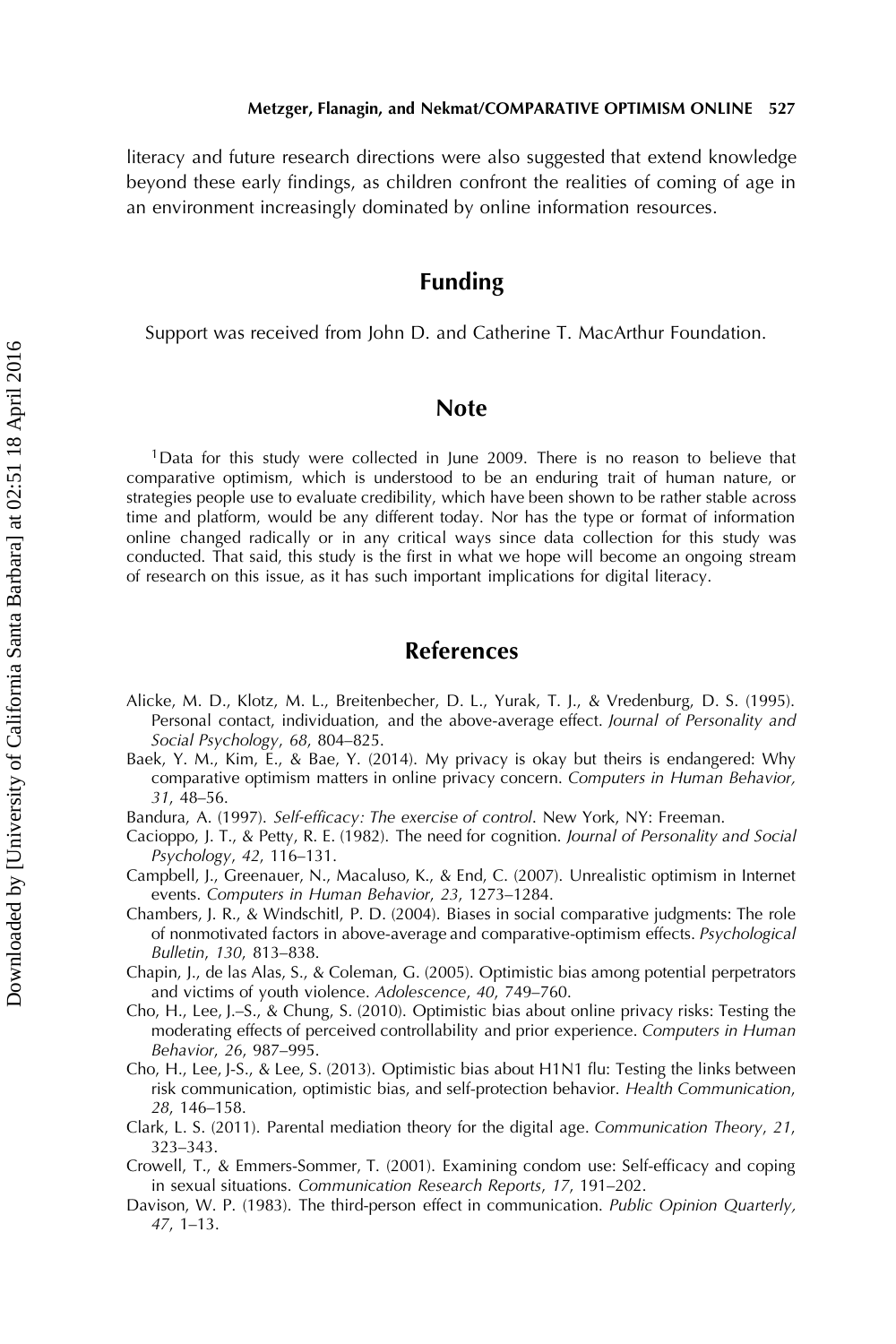literacy and future research directions were also suggested that extend knowledge beyond these early findings, as children confront the realities of coming of age in an environment increasingly dominated by online information resources.

## Funding

Support was received from John D. and Catherine T. MacArthur Foundation.

## Note

[1]Data for this study were collected in June 2009. There is no reason to believe that comparative optimism, which is understood to be an enduring trait of human nature, or strategies people use to evaluate credibility, which have been shown to be rather stable across time and platform, would be any different today. Nor has the type or format of information online changed radically or in any critical ways since data collection for this study was conducted. That said, this study is the first in what we hope will become an ongoing stream of research on this issue, as it has such important implications for digital literacy.

## References

Alicke, M. D., Klotz, M. L., Breitenbecher, D. L., Yurak, T. J., & Vredenburg, D. S. (1995). Personal contact, individuation, and the above-average effect. *Journal of Personality and Social Psychology*, *68*, 804–825.

Baek, Y. M., Kim, E., & Bae, Y. (2014). My privacy is okay but theirs is endangered: Why comparative optimism matters in online privacy concern. *Computers in Human Behavior, 31*, 48–56.

Bandura, A. (1997). *Self-efficacy: The exercise of control*. New York, NY: Freeman.

Cacioppo, J. T., & Petty, R. E. (1982). The need for cognition. *Journal of Personality and Social Psychology*, *42*, 116–131.

Campbell, J., Greenauer, N., Macaluso, K., & End, C. (2007). Unrealistic optimism in Internet events. *Computers in Human Behavior*, *23*, 1273–1284.

Chambers, J. R., & Windschitl, P. D. (2004). Biases in social comparative judgments: The role of nonmotivated factors in above-average and comparative-optimism effects. *Psychological Bulletin*, *130*, 813–838.

Chapin, J., de las Alas, S., & Coleman, G. (2005). Optimistic bias among potential perpetrators and victims of youth violence. *Adolescence*, *40*, 749–760.

Cho, H., Lee, J.–S., & Chung, S. (2010). Optimistic bias about online privacy risks: Testing the moderating effects of perceived controllability and prior experience. *Computers in Human Behavior*, *26*, 987–995.

Cho, H., Lee, J-S., & Lee, S. (2013). Optimistic bias about H1N1 flu: Testing the links between risk communication, optimistic bias, and self-protection behavior. *Health Communication*, *28*, 146–158.

Clark, L. S. (2011). Parental mediation theory for the digital age. *Communication Theory*, *21*, 323–343.

Crowell, T., & Emmers-Sommer, T. (2001). Examining condom use: Self-efficacy and coping in sexual situations. *Communication Research Reports*, *17*, 191–202.

Davison, W. P. (1983). The third-person effect in communication. *Public Opinion Quarterly, 47*, 1–13.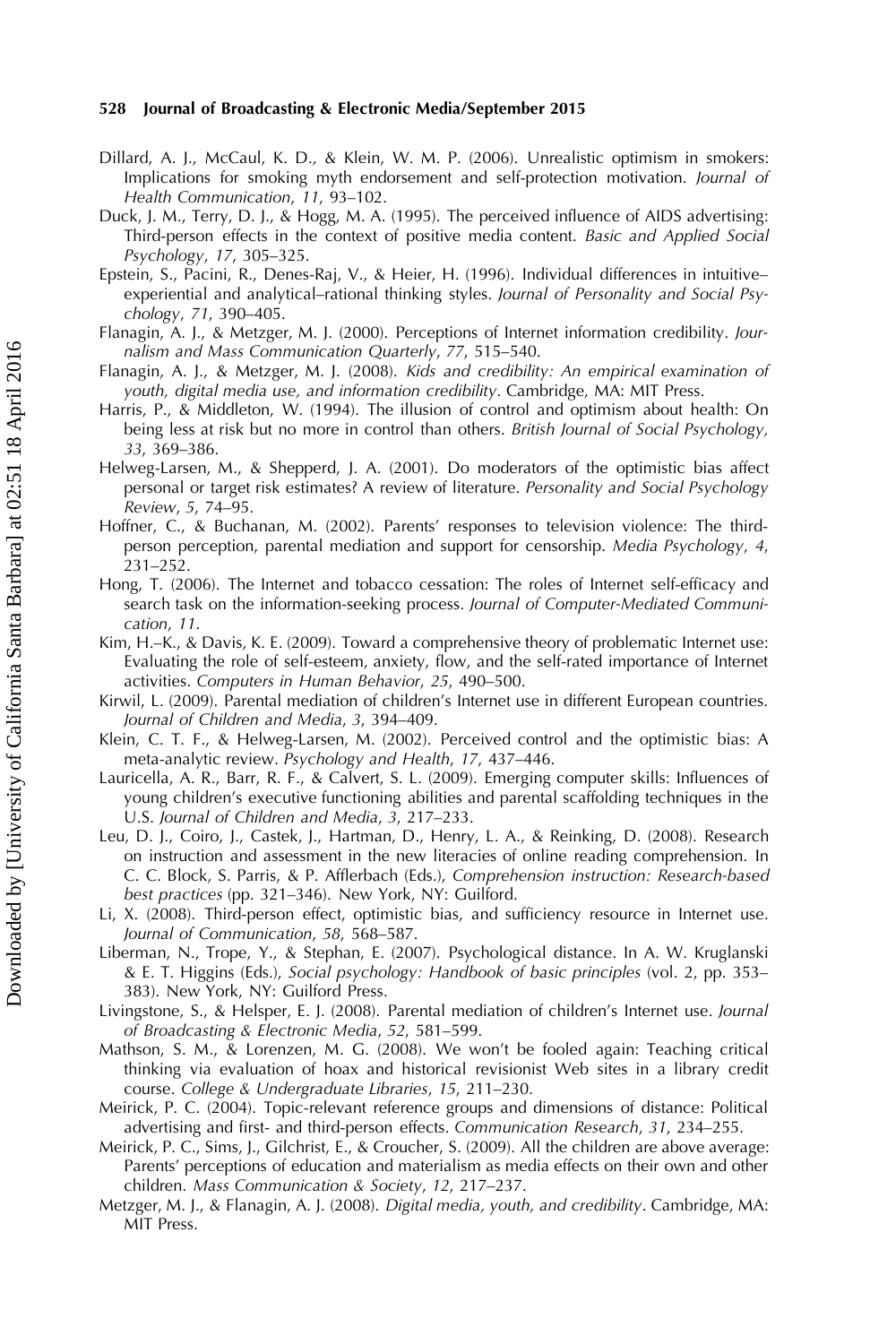Dillard, A. J., McCaul, K. D., & Klein, W. M. P. (2006). Unrealistic optimism in smokers: Implications for smoking myth endorsement and self-protection motivation. *Journal of Health Communication*, *11*, 93–102.

Duck, J. M., Terry, D. J., & Hogg, M. A. (1995). The perceived influence of AIDS advertising: Third-person effects in the context of positive media content. *Basic and Applied Social Psychology*, *17*, 305–325.

Epstein, S., Pacini, R., Denes-Raj, V., & Heier, H. (1996). Individual differences in intuitive–experiential and analytical–rational thinking styles. *Journal of Personality and Social Psychology*, *71*, 390–405.

Flanagin, A. J., & Metzger, M. J. (2000). Perceptions of Internet information credibility. *Journalism and Mass Communication Quarterly*, *77*, 515–540.

Flanagin, A. J., & Metzger, M. J. (2008). *Kids and credibility: An empirical examination of youth, digital media use, and information credibility*. Cambridge, MA: MIT Press.

Harris, P., & Middleton, W. (1994). The illusion of control and optimism about health: On being less at risk but no more in control than others. *British Journal of Social Psychology*, *33*, 369–386.

Helweg-Larsen, M., & Shepperd, J. A. (2001). Do moderators of the optimistic bias affect personal or target risk estimates? A review of literature. *Personality and Social Psychology Review*, *5*, 74–95.

Hoffner, C., & Buchanan, M. (2002). Parents' responses to television violence: The third-person perception, parental mediation and support for censorship. *Media Psychology*, *4*, 231–252.

Hong, T. (2006). The Internet and tobacco cessation: The roles of Internet self-efficacy and search task on the information-seeking process. *Journal of Computer-Mediated Communication*, *11*.

Kim, H.–K., & Davis, K. E. (2009). Toward a comprehensive theory of problematic Internet use: Evaluating the role of self-esteem, anxiety, flow, and the self-rated importance of Internet activities. *Computers in Human Behavior*, *25*, 490–500.

Kirwil, L. (2009). Parental mediation of children's Internet use in different European countries. *Journal of Children and Media*, *3*, 394–409.

Klein, C. T. F., & Helweg-Larsen, M. (2002). Perceived control and the optimistic bias: A meta-analytic review. *Psychology and Health*, *17*, 437–446.

Lauricella, A. R., Barr, R. F., & Calvert, S. L. (2009). Emerging computer skills: Influences of young children's executive functioning abilities and parental scaffolding techniques in the U.S. *Journal of Children and Media*, *3*, 217–233.

Leu, D. J., Coiro, J., Castek, J., Hartman, D., Henry, L. A., & Reinking, D. (2008). Research on instruction and assessment in the new literacies of online reading comprehension. In C. C. Block, S. Parris, & P. Afflerbach (Eds.), *Comprehension instruction: Research-based best practices* (pp. 321–346). New York, NY: Guilford.

Li, X. (2008). Third-person effect, optimistic bias, and sufficiency resource in Internet use. *Journal of Communication*, *58*, 568–587.

Liberman, N., Trope, Y., & Stephan, E. (2007). Psychological distance. In A. W. Kruglanski & E. T. Higgins (Eds.), *Social psychology: Handbook of basic principles* (vol. 2, pp. 353–383). New York, NY: Guilford Press.

Livingstone, S., & Helsper, E. J. (2008). Parental mediation of children's Internet use. *Journal of Broadcasting & Electronic Media*, *52*, 581–599.

Mathson, S. M., & Lorenzen, M. G. (2008). We won't be fooled again: Teaching critical thinking via evaluation of hoax and historical revisionist Web sites in a library credit course. *College & Undergraduate Libraries*, *15*, 211–230.

Meirick, P. C. (2004). Topic-relevant reference groups and dimensions of distance: Political advertising and first- and third-person effects. *Communication Research*, *31*, 234–255.

Meirick, P. C., Sims, J., Gilchrist, E., & Croucher, S. (2009). All the children are above average: Parents' perceptions of education and materialism as media effects on their own and other children. *Mass Communication & Society*, *12*, 217–237.

Metzger, M. J., & Flanagin, A. J. (2008). *Digital media, youth, and credibility*. Cambridge, MA: MIT Press.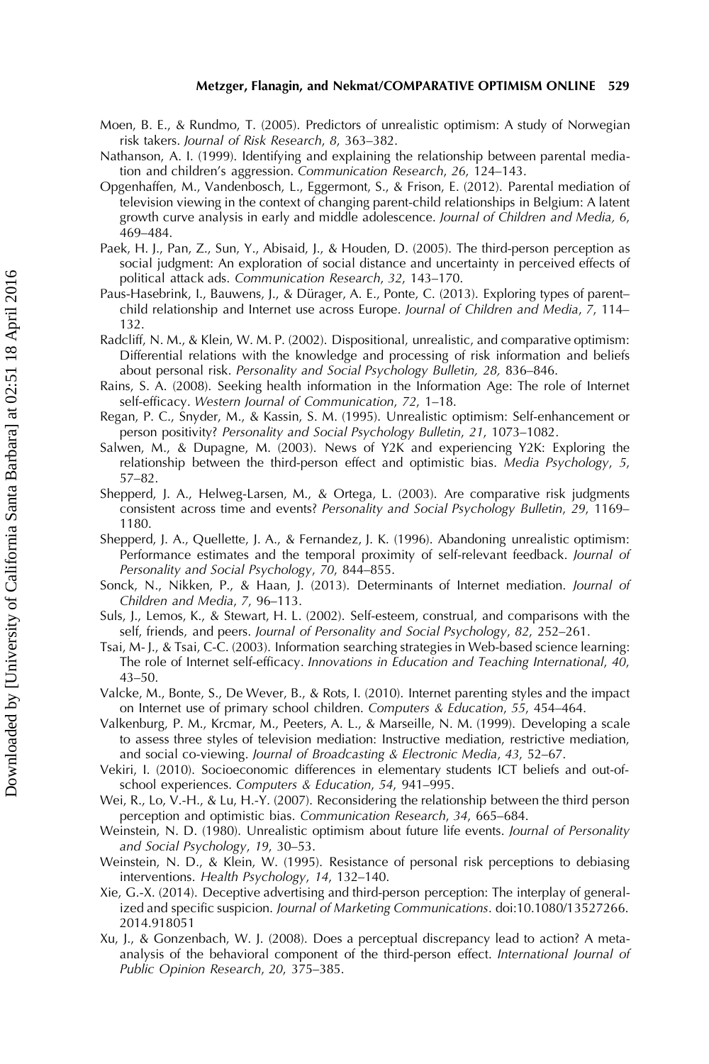Moen, B. E., & Rundmo, T. (2005). Predictors of unrealistic optimism: A study of Norwegian risk takers. *Journal of Risk Research*, *8*, 363–382.

Nathanson, A. I. (1999). Identifying and explaining the relationship between parental mediation and children's aggression. *Communication Research*, *26*, 124–143.

Opgenhaffen, M., Vandenbosch, L., Eggermont, S., & Frison, E. (2012). Parental mediation of television viewing in the context of changing parent-child relationships in Belgium: A latent growth curve analysis in early and middle adolescence. *Journal of Children and Media, 6*, 469–484.

Paek, H. J., Pan, Z., Sun, Y., Abisaid, J., & Houden, D. (2005). The third-person perception as social judgment: An exploration of social distance and uncertainty in perceived effects of political attack ads. *Communication Research*, *32*, 143–170.

Paus-Hasebrink, I., Bauwens, J., & Dürager, A. E., Ponte, C. (2013). Exploring types of parent–child relationship and Internet use across Europe. *Journal of Children and Media*, *7*, 114–132.

Radcliff, N. M., & Klein, W. M. P. (2002). Dispositional, unrealistic, and comparative optimism: Differential relations with the knowledge and processing of risk information and beliefs about personal risk. *Personality and Social Psychology Bulletin, 28,* 836–846.

Rains, S. A. (2008). Seeking health information in the Information Age: The role of Internet self-efficacy. *Western Journal of Communication*, *72*, 1–18.

Regan, P. C., Snyder, M., & Kassin, S. M. (1995). Unrealistic optimism: Self-enhancement or person positivity? *Personality and Social Psychology Bulletin*, *21*, 1073–1082.

Salwen, M., & Dupagne, M. (2003). News of Y2K and experiencing Y2K: Exploring the relationship between the third-person effect and optimistic bias. *Media Psychology*, *5*, 57–82.

Shepperd, J. A., Helweg-Larsen, M., & Ortega, L. (2003). Are comparative risk judgments consistent across time and events? *Personality and Social Psychology Bulletin*, *29*, 1169–1180.

Shepperd, J. A., Quellette, J. A., & Fernandez, J. K. (1996). Abandoning unrealistic optimism: Performance estimates and the temporal proximity of self-relevant feedback. *Journal of Personality and Social Psychology*, *70*, 844–855.

Sonck, N., Nikken, P., & Haan, J. (2013). Determinants of Internet mediation. *Journal of Children and Media*, *7*, 96–113.

Suls, J., Lemos, K., & Stewart, H. L. (2002). Self-esteem, construal, and comparisons with the self, friends, and peers. *Journal of Personality and Social Psychology*, *82*, 252–261.

Tsai, M- J., & Tsai, C-C. (2003). Information searching strategies in Web-based science learning: The role of Internet self-efficacy. *Innovations in Education and Teaching International*, *40*, 43–50.

Valcke, M., Bonte, S., De Wever, B., & Rots, I. (2010). Internet parenting styles and the impact on Internet use of primary school children. *Computers & Education*, *55*, 454–464.

Valkenburg, P. M., Krcmar, M., Peeters, A. L., & Marseille, N. M. (1999). Developing a scale to assess three styles of television mediation: Instructive mediation, restrictive mediation, and social co-viewing. *Journal of Broadcasting & Electronic Media*, *43*, 52–67.

Vekiri, I. (2010). Socioeconomic differences in elementary students ICT beliefs and out-of-school experiences. *Computers & Education*, *54*, 941–995.

Wei, R., Lo, V.-H., & Lu, H.-Y. (2007). Reconsidering the relationship between the third person perception and optimistic bias. *Communication Research*, *34*, 665–684.

Weinstein, N. D. (1980). Unrealistic optimism about future life events. *Journal of Personality and Social Psychology*, *19*, 30–53.

Weinstein, N. D., & Klein, W. (1995). Resistance of personal risk perceptions to debiasing interventions. *Health Psychology*, *14*, 132–140.

Xie, G.-X. (2014). Deceptive advertising and third-person perception: The interplay of generalized and specific suspicion. *Journal of Marketing Communications*. doi:10.1080/13527266.2014.918051

Xu, J., & Gonzenbach, W. J. (2008). Does a perceptual discrepancy lead to action? A meta-analysis of the behavioral component of the third-person effect. *International Journal of Public Opinion Research*, *20*, 375–385.